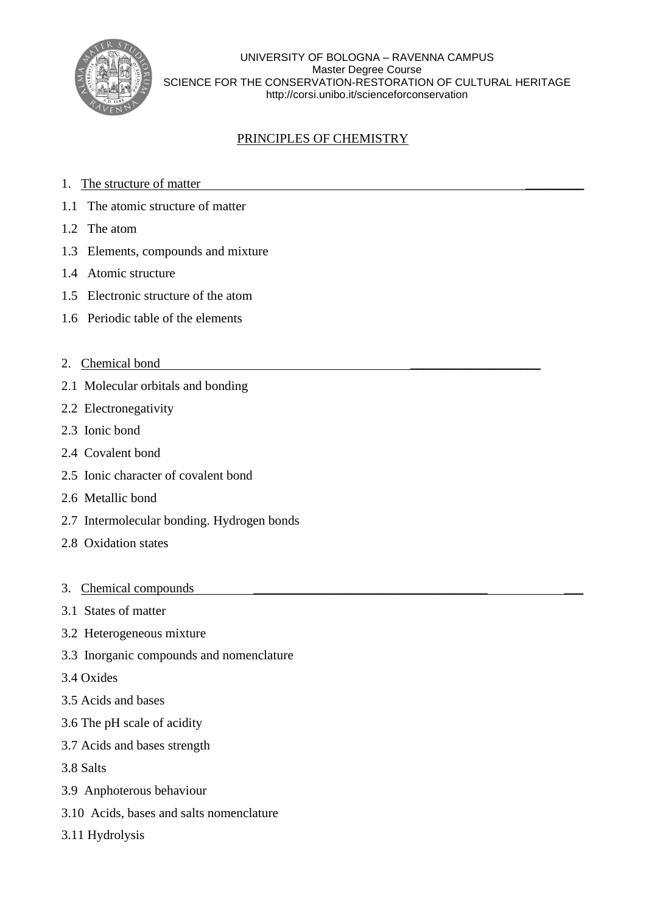UNIVERSITY OF BOLOGNA – RAVENNA CAMPUS
Master Degree Course
SCIENCE FOR THE CONSERVATION-RESTORATION OF CULTURAL HERITAGE
http://corsi.unibo.it/scienceforconservation

# PRINCIPLES OF CHEMISTRY

## 1. The structure of matter

1.1 The atomic structure of matter

1.2 The atom

1.3 Elements, compounds and mixture

1.4 Atomic structure

1.5 Electronic structure of the atom

1.6 Periodic table of the elements

## 2. Chemical bond

2.1 Molecular orbitals and bonding

2.2 Electronegativity

2.3 Ionic bond

2.4 Covalent bond

2.5 Ionic character of covalent bond

2.6 Metallic bond

2.7 Intermolecular bonding. Hydrogen bonds

2.8 Oxidation states

## 3. Chemical compounds

3.1 States of matter

3.2 Heterogeneous mixture

3.3 Inorganic compounds and nomenclature

3.4 Oxides

3.5 Acids and bases

3.6 The pH scale of acidity

3.7 Acids and bases strength

3.8 Salts

3.9 Anphoterous behaviour

3.10 Acids, bases and salts nomenclature

3.11 Hydrolysis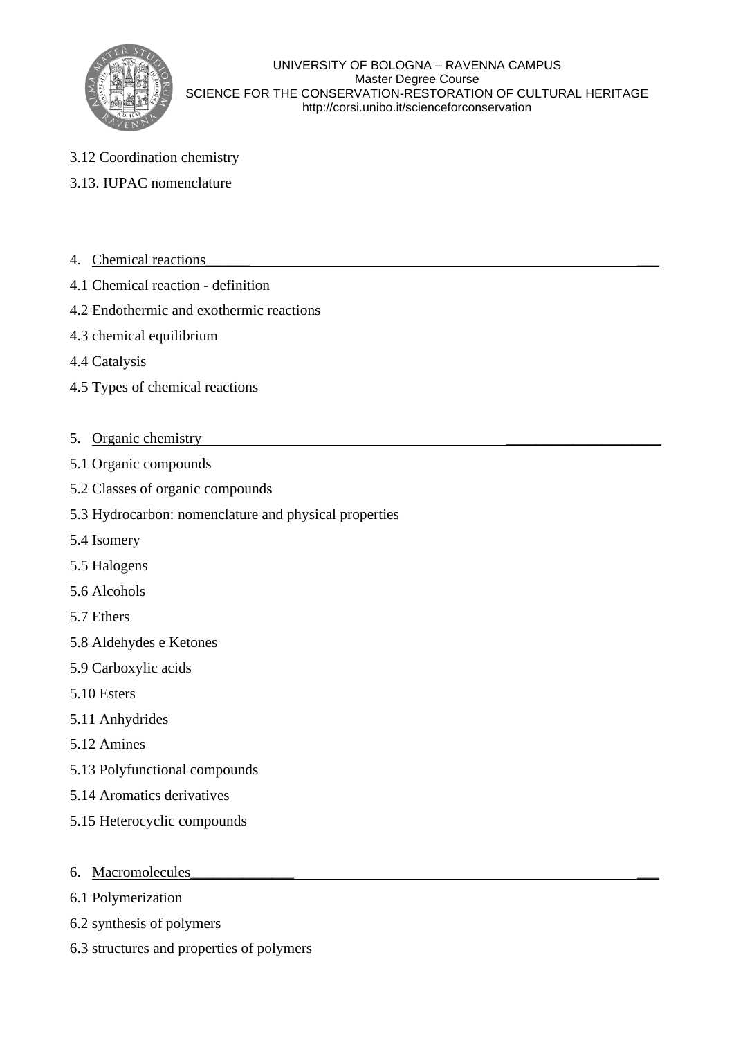3.12 Coordination chemistry

3.13. IUPAC nomenclature

## 4. Chemical reactions

4.1 Chemical reaction - definition

4.2 Endothermic and exothermic reactions

4.3 chemical equilibrium

4.4 Catalysis

4.5 Types of chemical reactions

## 5. Organic chemistry

5.1 Organic compounds

5.2 Classes of organic compounds

5.3 Hydrocarbon: nomenclature and physical properties

5.4 Isomery

5.5 Halogens

5.6 Alcohols

5.7 Ethers

5.8 Aldehydes e Ketones

5.9 Carboxylic acids

5.10 Esters

5.11 Anhydrides

5.12 Amines

5.13 Polyfunctional compounds

5.14 Aromatics derivatives

5.15 Heterocyclic compounds

## 6. Macromolecules

6.1 Polymerization

6.2 synthesis of polymers

6.3 structures and properties of polymers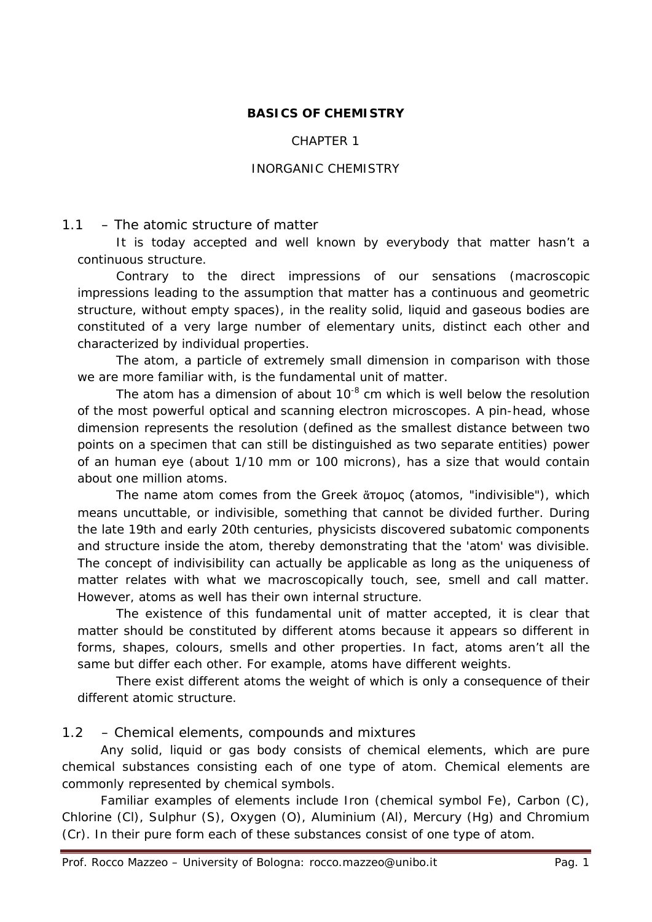**BASICS OF CHEMISTRY**

CHAPTER 1

INORGANIC CHEMISTRY

## 1.1 – The atomic structure of matter

It is today accepted and well known by everybody that matter hasn't a continuous structure.

Contrary to the direct impressions of our sensations (macroscopic impressions leading to the assumption that matter has a continuous and geometric structure, without empty spaces), in the reality solid, liquid and gaseous bodies are constituted of a very large number of elementary units, distinct each other and characterized by individual properties.

The atom, a particle of extremely small dimension in comparison with those we are more familiar with, is the fundamental unit of matter.

The atom has a dimension of about $10^{-8}$ cm which is well below the resolution of the most powerful optical and scanning electron microscopes. A pin-head, whose dimension represents the resolution (defined as the smallest distance between two points on a specimen that can still be distinguished as two separate entities) power of an human eye (about 1/10 mm or 100 microns), has a size that would contain about one million atoms.

The name atom comes from the Greek ἄτομος (atomos, "indivisible"), which means uncuttable, or indivisible, something that cannot be divided further. During the late 19th and early 20th centuries, physicists discovered subatomic components and structure inside the atom, thereby demonstrating that the 'atom' was divisible. The concept of indivisibility can actually be applicable as long as the uniqueness of matter relates with what we macroscopically touch, see, smell and call matter. However, atoms as well has their own internal structure.

The existence of this fundamental unit of matter accepted, it is clear that matter should be constituted by different atoms because it appears so different in forms, shapes, colours, smells and other properties. In fact, atoms aren't all the same but differ each other. For example, atoms have different weights.

There exist different atoms the weight of which is only a consequence of their different atomic structure.

## 1.2 – Chemical elements, compounds and mixtures

Any solid, liquid or gas body consists of chemical elements, which are pure chemical substances consisting each of one type of atom. Chemical elements are commonly represented by chemical symbols.

Familiar examples of elements include Iron (chemical symbol Fe), Carbon (C), Chlorine (Cl), Sulphur (S), Oxygen (O), Aluminium (Al), Mercury (Hg) and Chromium (Cr). In their pure form each of these substances consist of one type of atom.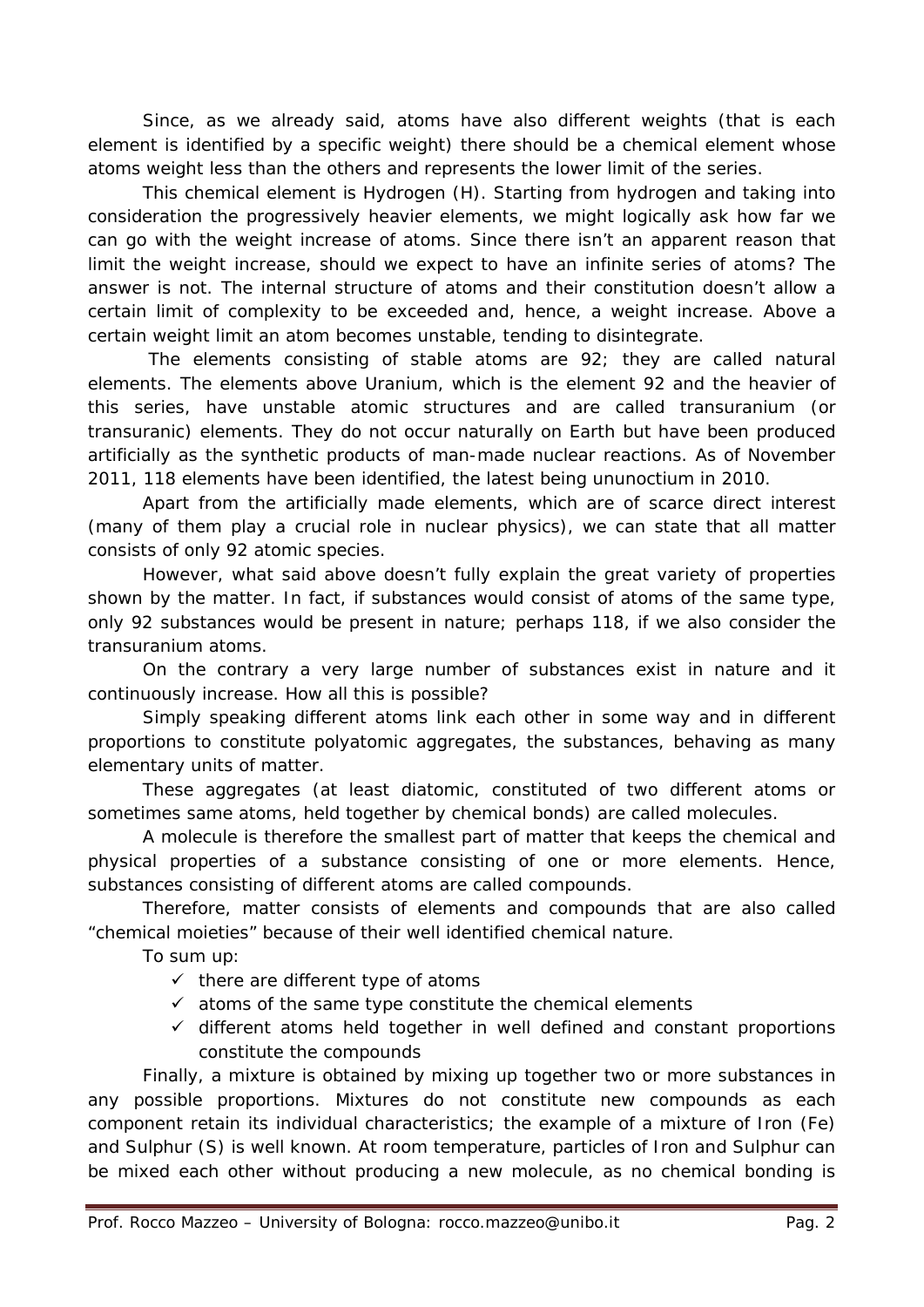Since, as we already said, atoms have also different weights (that is each element is identified by a specific weight) there should be a chemical element whose atoms weight less than the others and represents the lower limit of the series.

This chemical element is Hydrogen (H). Starting from hydrogen and taking into consideration the progressively heavier elements, we might logically ask how far we can go with the weight increase of atoms. Since there isn't an apparent reason that limit the weight increase, should we expect to have an infinite series of atoms? The answer is not. The internal structure of atoms and their constitution doesn't allow a certain limit of complexity to be exceeded and, hence, a weight increase. Above a certain weight limit an atom becomes unstable, tending to disintegrate.

The elements consisting of stable atoms are 92; they are called natural elements. The elements above Uranium, which is the element 92 and the heavier of this series, have unstable atomic structures and are called transuranium (or transuranic) elements. They do not occur naturally on Earth but have been produced artificially as the synthetic products of man-made nuclear reactions. As of November 2011, 118 elements have been identified, the latest being ununoctium in 2010.

Apart from the artificially made elements, which are of scarce direct interest (many of them play a crucial role in nuclear physics), we can state that all matter consists of only 92 atomic species.

However, what said above doesn't fully explain the great variety of properties shown by the matter. In fact, if substances would consist of atoms of the same type, only 92 substances would be present in nature; perhaps 118, if we also consider the transuranium atoms.

On the contrary a very large number of substances exist in nature and it continuously increase. How all this is possible?

Simply speaking different atoms link each other in some way and in different proportions to constitute polyatomic aggregates, the substances, behaving as many elementary units of matter.

These aggregates (at least diatomic, constituted of two different atoms or sometimes same atoms, held together by chemical bonds) are called molecules.

A molecule is therefore the smallest part of matter that keeps the chemical and physical properties of a substance consisting of one or more elements. Hence, substances consisting of different atoms are called compounds.

Therefore, matter consists of elements and compounds that are also called "chemical moieties" because of their well identified chemical nature.

To sum up:

- ✓ there are different type of atoms
- ✓ atoms of the same type constitute the chemical elements
- ✓ different atoms held together in well defined and constant proportions constitute the compounds

Finally, a mixture is obtained by mixing up together two or more substances in any possible proportions. Mixtures do not constitute new compounds as each component retain its individual characteristics; the example of a mixture of Iron (Fe) and Sulphur (S) is well known. At room temperature, particles of Iron and Sulphur can be mixed each other without producing a new molecule, as no chemical bonding is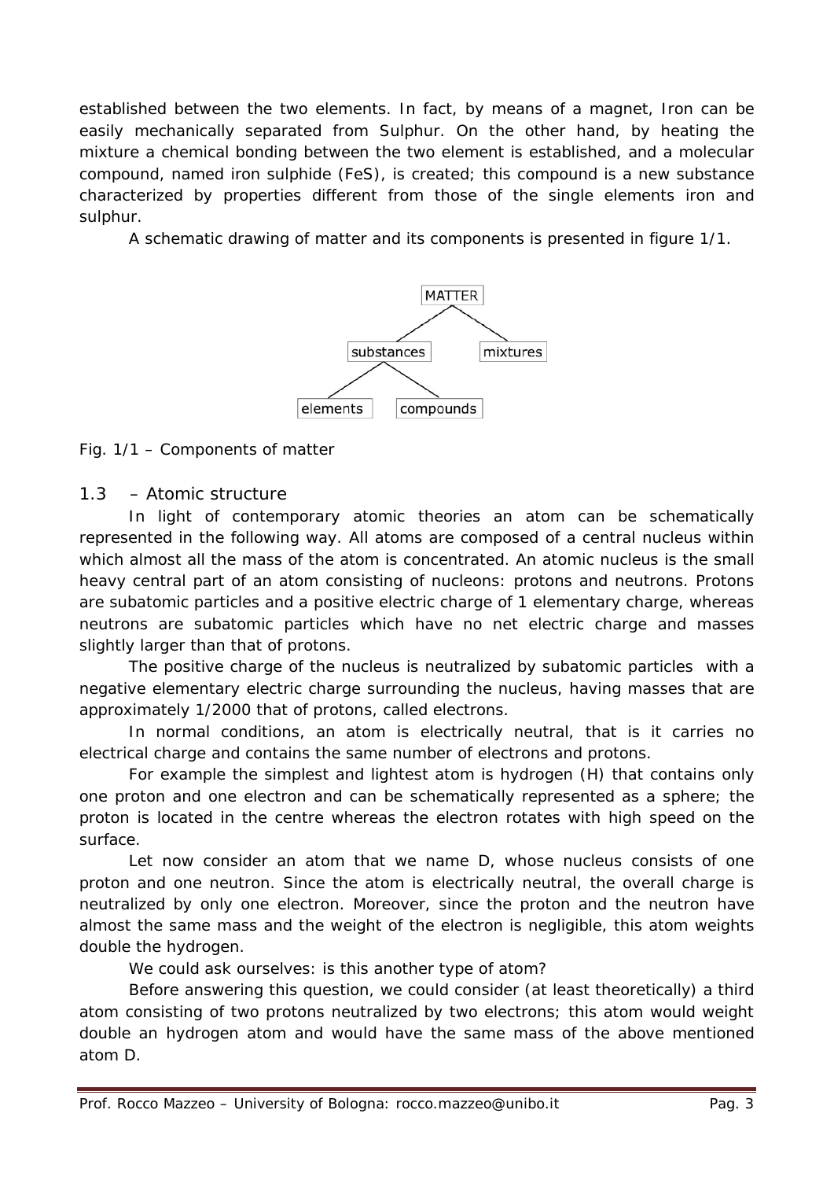established between the two elements. In fact, by means of a magnet, Iron can be easily mechanically separated from Sulphur. On the other hand, by heating the mixture a chemical bonding between the two element is established, and a molecular compound, named iron sulphide (FeS), is created; this compound is a new substance characterized by properties different from those of the single elements iron and sulphur.

A schematic drawing of matter and its components is presented in figure 1/1.

```
            MATTER
           /      \
   substances    mixtures
    /       \
elements  compounds
```

Fig. 1/1 – Components of matter

## 1.3 – Atomic structure

In light of contemporary atomic theories an atom can be schematically represented in the following way. All atoms are composed of a central nucleus within which almost all the mass of the atom is concentrated. An atomic nucleus is the small heavy central part of an atom consisting of nucleons: protons and neutrons. Protons are subatomic particles and a positive electric charge of 1 elementary charge, whereas neutrons are subatomic particles which have no net electric charge and masses slightly larger than that of protons.

The positive charge of the nucleus is neutralized by subatomic particles with a negative elementary electric charge surrounding the nucleus, having masses that are approximately 1/2000 that of protons, called electrons.

In normal conditions, an atom is electrically neutral, that is it carries no electrical charge and contains the same number of electrons and protons.

For example the simplest and lightest atom is hydrogen (H) that contains only one proton and one electron and can be schematically represented as a sphere; the proton is located in the centre whereas the electron rotates with high speed on the surface.

Let now consider an atom that we name D, whose nucleus consists of one proton and one neutron. Since the atom is electrically neutral, the overall charge is neutralized by only one electron. Moreover, since the proton and the neutron have almost the same mass and the weight of the electron is negligible, this atom weights double the hydrogen.

We could ask ourselves: is this another type of atom?

Before answering this question, we could consider (at least theoretically) a third atom consisting of two protons neutralized by two electrons; this atom would weight double an hydrogen atom and would have the same mass of the above mentioned atom D.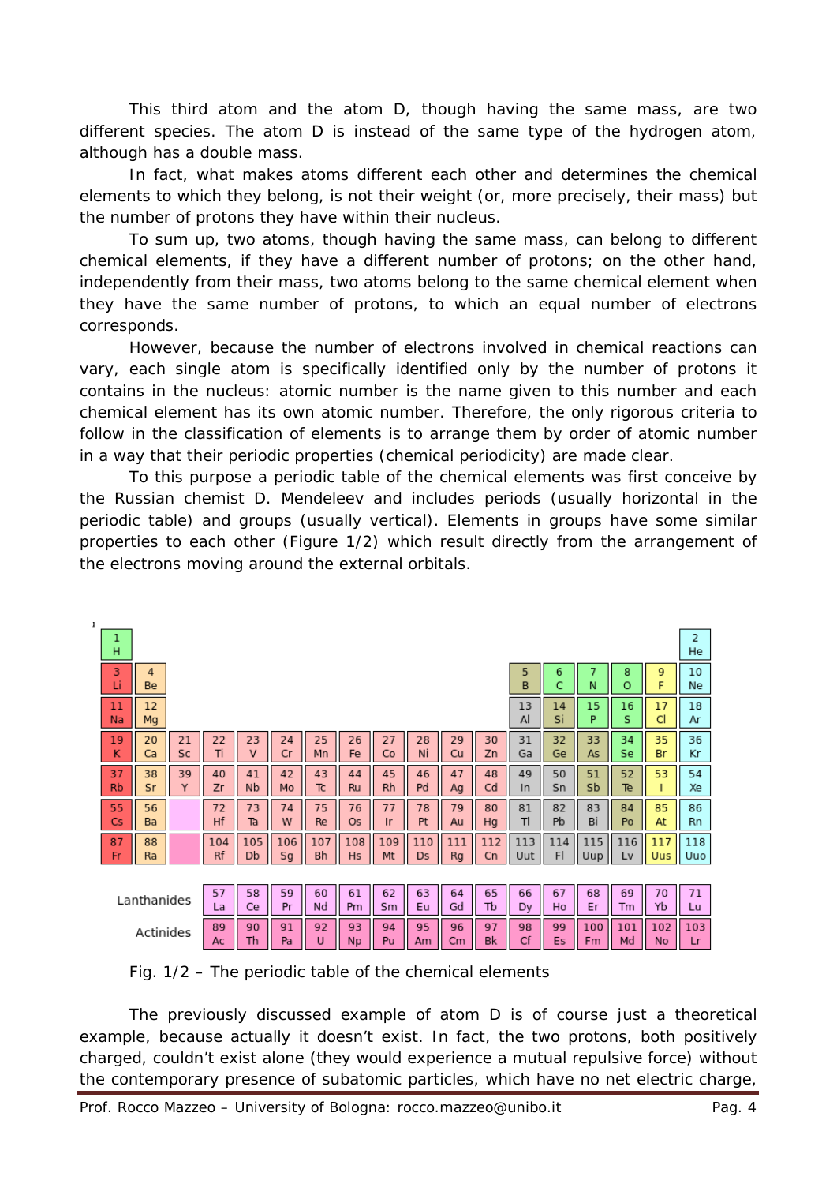This third atom and the atom D, though having the same mass, are two different species. The atom D is instead of the same type of the hydrogen atom, although has a double mass.

In fact, what makes atoms different each other and determines the chemical elements to which they belong, is not their weight (or, more precisely, their mass) but the number of protons they have within their nucleus.

To sum up, two atoms, though having the same mass, can belong to different chemical elements, if they have a different number of protons; on the other hand, independently from their mass, two atoms belong to the same chemical element when they have the same number of protons, to which an equal number of electrons corresponds.

However, because the number of electrons involved in chemical reactions can vary, each single atom is specifically identified only by the number of protons it contains in the nucleus: atomic number is the name given to this number and each chemical element has its own atomic number. Therefore, the only rigorous criteria to follow in the classification of elements is to arrange them by order of atomic number in a way that their periodic properties (chemical periodicity) are made clear.

To this purpose a periodic table of the chemical elements was first conceive by the Russian chemist D. Mendeleev and includes periods (usually horizontal in the periodic table) and groups (usually vertical). Elements in groups have some similar properties to each other (Figure 1/2) which result directly from the arrangement of the electrons moving around the external orbitals.

| | | | | | | | | | | | | | | | | | |
|---|---|---|---|---|---|---|---|---|---|---|---|---|---|---|---|---|---|
| 1 H | | | | | | | | | | | | | | | | | 2 He |
| 3 Li | 4 Be | | | | | | | | | | | 5 B | 6 C | 7 N | 8 O | 9 F | 10 Ne |
| 11 Na | 12 Mg | | | | | | | | | | | 13 Al | 14 Si | 15 P | 16 S | 17 Cl | 18 Ar |
| 19 K | 20 Ca | 21 Sc | 22 Ti | 23 V | 24 Cr | 25 Mn | 26 Fe | 27 Co | 28 Ni | 29 Cu | 30 Zn | 31 Ga | 32 Ge | 33 As | 34 Se | 35 Br | 36 Kr |
| 37 Rb | 38 Sr | 39 Y | 40 Zr | 41 Nb | 42 Mo | 43 Tc | 44 Ru | 45 Rh | 46 Pd | 47 Ag | 48 Cd | 49 In | 50 Sn | 51 Sb | 52 Te | 53 I | 54 Xe |
| 55 Cs | 56 Ba | | 72 Hf | 73 Ta | 74 W | 75 Re | 76 Os | 77 Ir | 78 Pt | 79 Au | 80 Hg | 81 Tl | 82 Pb | 83 Bi | 84 Po | 85 At | 86 Rn |
| 87 Fr | 88 Ra | | 104 Rf | 105 Db | 106 Sg | 107 Bh | 108 Hs | 109 Mt | 110 Ds | 111 Rg | 112 Cn | 113 Uut | 114 Fl | 115 Uup | 116 Lv | 117 Uus | 118 Uuo |
| | | | | | | | | | | | | | | | | | |
| Lanthanides | | | 57 La | 58 Ce | 59 Pr | 60 Nd | 61 Pm | 62 Sm | 63 Eu | 64 Gd | 65 Tb | 66 Dy | 67 Ho | 68 Er | 69 Tm | 70 Yb | 71 Lu |
| Actinides | | | 89 Ac | 90 Th | 91 Pa | 92 U | 93 Np | 94 Pu | 95 Am | 96 Cm | 97 Bk | 98 Cf | 99 Es | 100 Fm | 101 Md | 102 No | 103 Lr |

Fig. 1/2 – The periodic table of the chemical elements

The previously discussed example of atom D is of course just a theoretical example, because actually it doesn't exist. In fact, the two protons, both positively charged, couldn't exist alone (they would experience a mutual repulsive force) without the contemporary presence of subatomic particles, which have no net electric charge,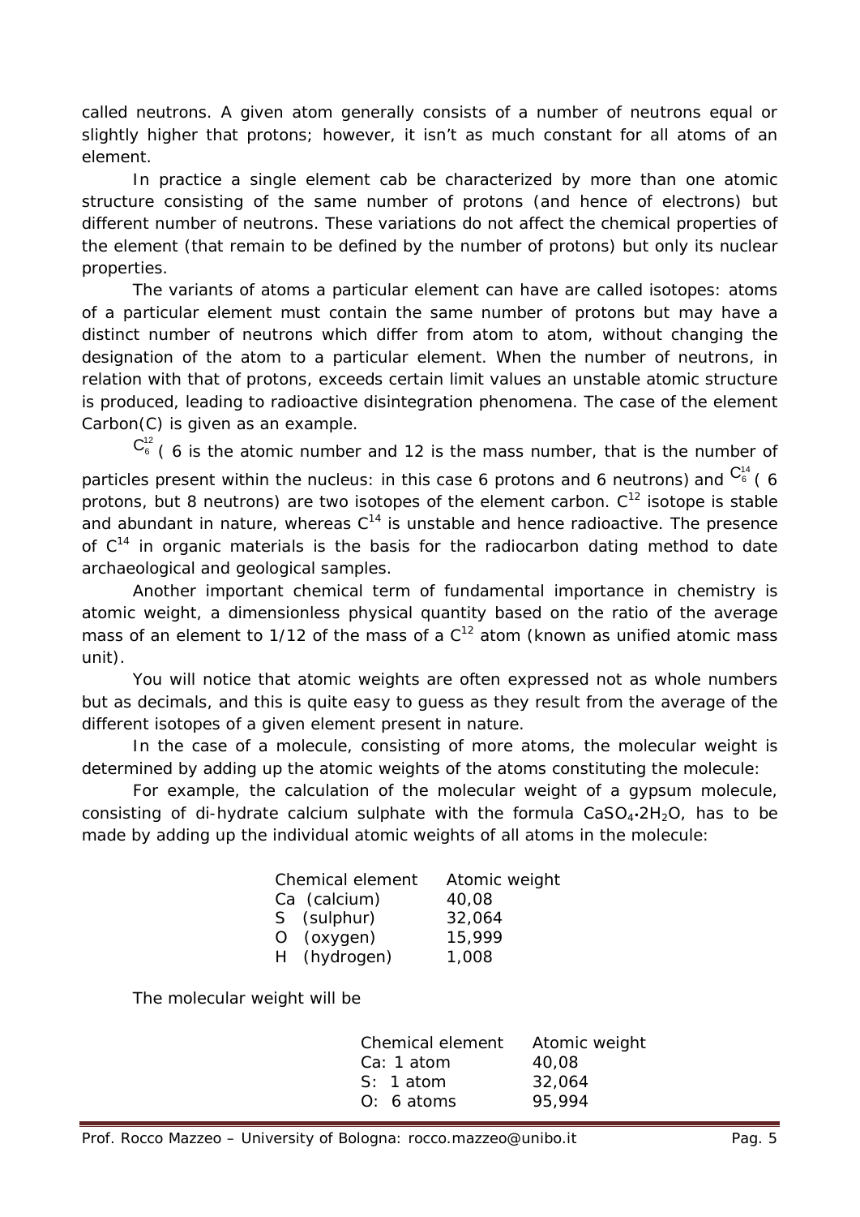called neutrons. A given atom generally consists of a number of neutrons equal or slightly higher that protons; however, it isn't as much constant for all atoms of an element.

In practice a single element cab be characterized by more than one atomic structure consisting of the same number of protons (and hence of electrons) but different number of neutrons. These variations do not affect the chemical properties of the element (that remain to be defined by the number of protons) but only its nuclear properties.

The variants of atoms a particular element can have are called isotopes: atoms of a particular element must contain the same number of protons but may have a distinct number of neutrons which differ from atom to atom, without changing the designation of the atom to a particular element. When the number of neutrons, in relation with that of protons, exceeds certain limit values an unstable atomic structure is produced, leading to radioactive disintegration phenomena. The case of the element Carbon(C) is given as an example.

$C_6^{12}$ ( 6 is the atomic number and 12 is the mass number, that is the number of particles present within the nucleus: in this case 6 protons and 6 neutrons) and $C_6^{14}$ ( 6 protons, but 8 neutrons) are two isotopes of the element carbon. $C^{12}$ isotope is stable and abundant in nature, whereas $C^{14}$ is unstable and hence radioactive. The presence of $C^{14}$ in organic materials is the basis for the radiocarbon dating method to date archaeological and geological samples.

Another important chemical term of fundamental importance in chemistry is atomic weight, a dimensionless physical quantity based on the ratio of the average mass of an element to 1/12 of the mass of a $C^{12}$ atom (known as unified atomic mass unit).

You will notice that atomic weights are often expressed not as whole numbers but as decimals, and this is quite easy to guess as they result from the average of the different isotopes of a given element present in nature.

In the case of a molecule, consisting of more atoms, the molecular weight is determined by adding up the atomic weights of the atoms constituting the molecule:

For example, the calculation of the molecular weight of a gypsum molecule, consisting of di-hydrate calcium sulphate with the formula $CaSO_4 \cdot 2H_2O$, has to be made by adding up the individual atomic weights of all atoms in the molecule:

| Chemical element | Atomic weight |
|---|---|
| Ca (calcium) | 40,08 |
| S (sulphur) | 32,064 |
| O (oxygen) | 15,999 |
| H (hydrogen) | 1,008 |

The molecular weight will be

| Chemical element | Atomic weight |
|---|---|
| Ca: 1 atom | 40,08 |
| S: 1 atom | 32,064 |
| O: 6 atoms | 95,994 |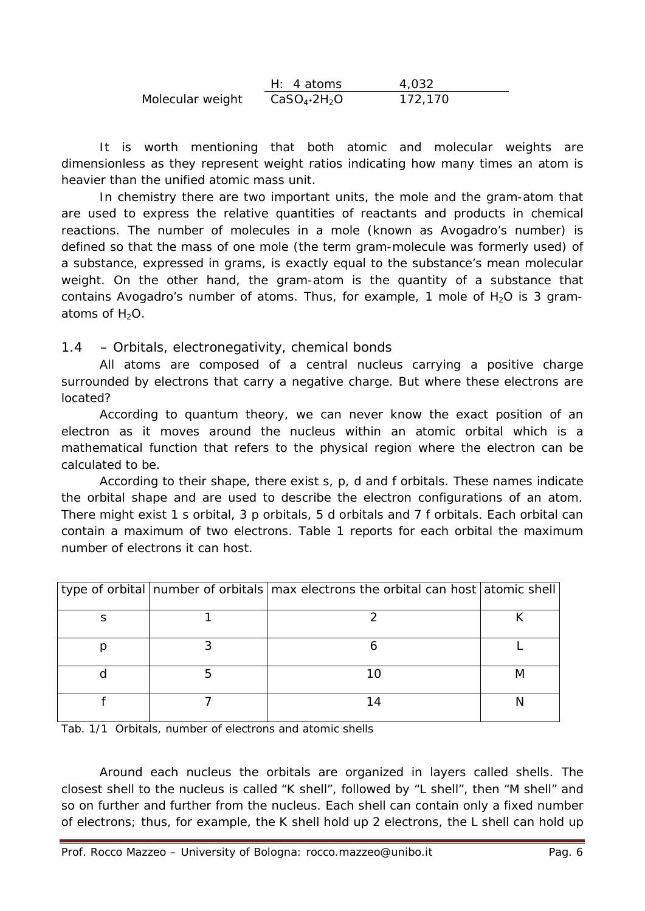| | | |
|---|---|---|
| | H: 4 atoms | 4,032 |
| Molecular weight | $CaSO_4 \cdot 2H_2O$ | 172,170 |

It is worth mentioning that both atomic and molecular weights are dimensionless as they represent weight ratios indicating how many times an atom is heavier than the unified atomic mass unit.

In chemistry there are two important units, the mole and the gram-atom that are used to express the relative quantities of reactants and products in chemical reactions. The number of molecules in a mole (known as Avogadro's number) is defined so that the mass of one mole (the term gram-molecule was formerly used) of a substance, expressed in grams, is exactly equal to the substance's mean molecular weight. On the other hand, the gram-atom is the quantity of a substance that contains Avogadro's number of atoms. Thus, for example, 1 mole of $H_2O$ is 3 gram-atoms of $H_2O$.

## 1.4 – Orbitals, electronegativity, chemical bonds

All atoms are composed of a central nucleus carrying a positive charge surrounded by electrons that carry a negative charge. But where these electrons are located?

According to quantum theory, we can never know the exact position of an electron as it moves around the nucleus within an atomic orbital which is a mathematical function that refers to the physical region where the electron can be calculated to be.

According to their shape, there exist s, p, d and f orbitals. These names indicate the orbital shape and are used to describe the electron configurations of an atom. There might exist 1 s orbital, 3 p orbitals, 5 d orbitals and 7 f orbitals. Each orbital can contain a maximum of two electrons. Table 1 reports for each orbital the maximum number of electrons it can host.

| type of orbital | number of orbitals | max electrons the orbital can host | atomic shell |
|---|---|---|---|
| s | 1 | 2 | K |
| p | 3 | 6 | L |
| d | 5 | 10 | M |
| f | 7 | 14 | N |

Tab. 1/1 Orbitals, number of electrons and atomic shells

Around each nucleus the orbitals are organized in layers called shells. The closest shell to the nucleus is called "K shell", followed by "L shell", then "M shell" and so on further and further from the nucleus. Each shell can contain only a fixed number of electrons; thus, for example, the K shell hold up 2 electrons, the L shell can hold up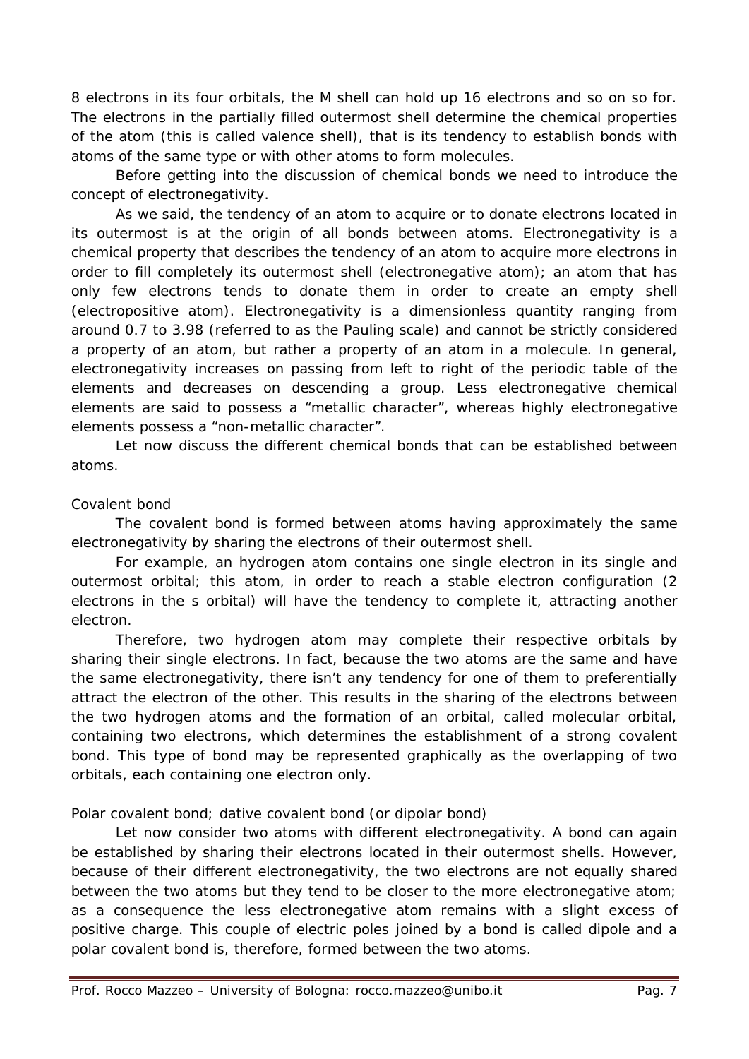8 electrons in its four orbitals, the M shell can hold up 16 electrons and so on so for. The electrons in the partially filled outermost shell determine the chemical properties of the atom (this is called valence shell), that is its tendency to establish bonds with atoms of the same type or with other atoms to form molecules.

Before getting into the discussion of chemical bonds we need to introduce the concept of electronegativity.

As we said, the tendency of an atom to acquire or to donate electrons located in its outermost is at the origin of all bonds between atoms. Electronegativity is a chemical property that describes the tendency of an atom to acquire more electrons in order to fill completely its outermost shell (electronegative atom); an atom that has only few electrons tends to donate them in order to create an empty shell (electropositive atom). Electronegativity is a dimensionless quantity ranging from around 0.7 to 3.98 (referred to as the Pauling scale) and cannot be strictly considered a property of an atom, but rather a property of an atom in a molecule. In general, electronegativity increases on passing from left to right of the periodic table of the elements and decreases on descending a group. Less electronegative chemical elements are said to possess a "metallic character", whereas highly electronegative elements possess a "non-metallic character".

Let now discuss the different chemical bonds that can be established between atoms.

## Covalent bond

The covalent bond is formed between atoms having approximately the same electronegativity by sharing the electrons of their outermost shell.

For example, an hydrogen atom contains one single electron in its single and outermost orbital; this atom, in order to reach a stable electron configuration (2 electrons in the s orbital) will have the tendency to complete it, attracting another electron.

Therefore, two hydrogen atom may complete their respective orbitals by sharing their single electrons. In fact, because the two atoms are the same and have the same electronegativity, there isn't any tendency for one of them to preferentially attract the electron of the other. This results in the sharing of the electrons between the two hydrogen atoms and the formation of an orbital, called molecular orbital, containing two electrons, which determines the establishment of a strong covalent bond. This type of bond may be represented graphically as the overlapping of two orbitals, each containing one electron only.

## Polar covalent bond; dative covalent bond (or dipolar bond)

Let now consider two atoms with different electronegativity. A bond can again be established by sharing their electrons located in their outermost shells. However, because of their different electronegativity, the two electrons are not equally shared between the two atoms but they tend to be closer to the more electronegative atom; as a consequence the less electronegative atom remains with a slight excess of positive charge. This couple of electric poles joined by a bond is called dipole and a polar covalent bond is, therefore, formed between the two atoms.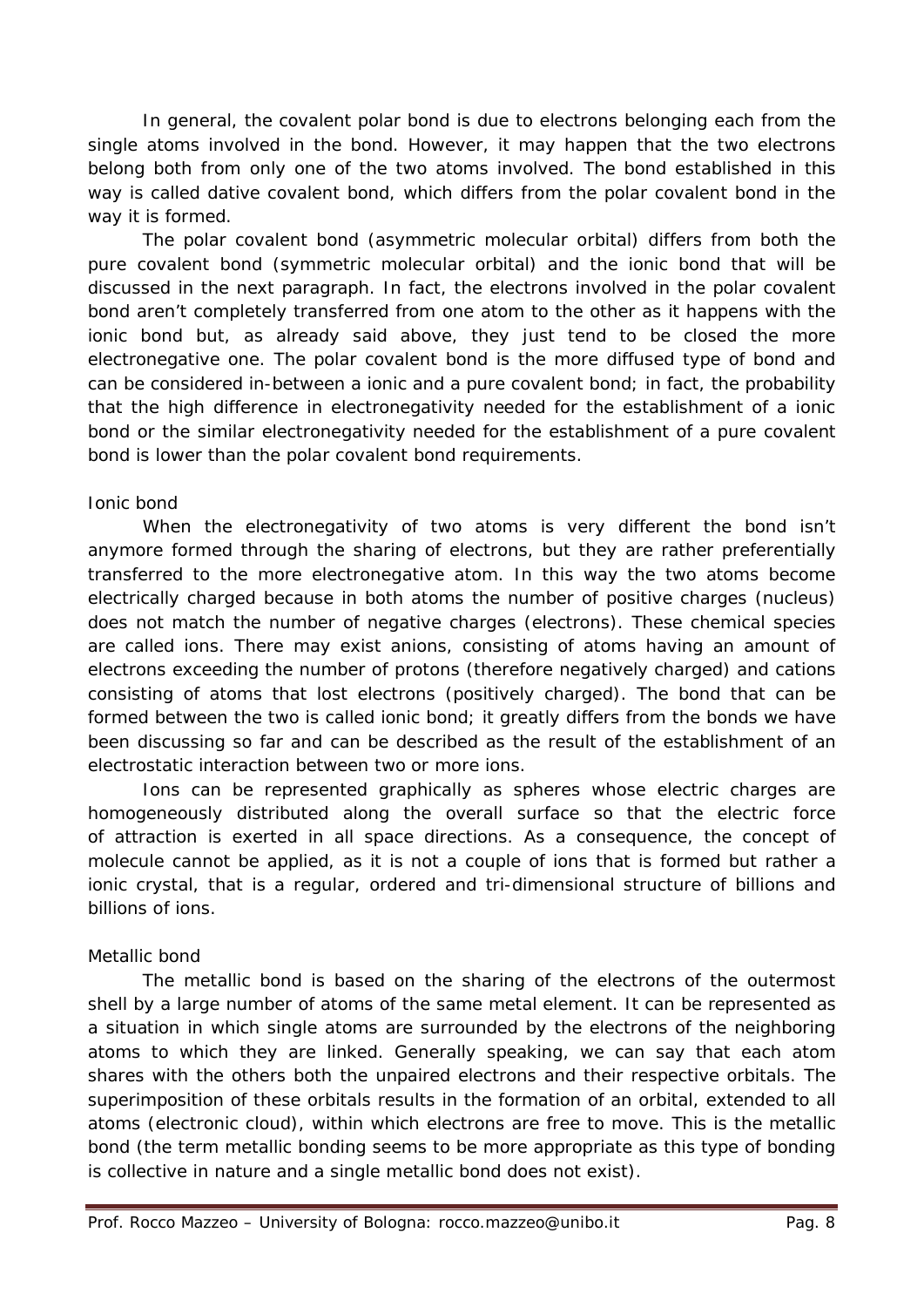In general, the covalent polar bond is due to electrons belonging each from the single atoms involved in the bond. However, it may happen that the two electrons belong both from only one of the two atoms involved. The bond established in this way is called dative covalent bond, which differs from the polar covalent bond in the way it is formed.

The polar covalent bond (asymmetric molecular orbital) differs from both the pure covalent bond (symmetric molecular orbital) and the ionic bond that will be discussed in the next paragraph. In fact, the electrons involved in the polar covalent bond aren't completely transferred from one atom to the other as it happens with the ionic bond but, as already said above, they just tend to be closed the more electronegative one. The polar covalent bond is the more diffused type of bond and can be considered in-between a ionic and a pure covalent bond; in fact, the probability that the high difference in electronegativity needed for the establishment of a ionic bond or the similar electronegativity needed for the establishment of a pure covalent bond is lower than the polar covalent bond requirements.

### Ionic bond

When the electronegativity of two atoms is very different the bond isn't anymore formed through the sharing of electrons, but they are rather preferentially transferred to the more electronegative atom. In this way the two atoms become electrically charged because in both atoms the number of positive charges (nucleus) does not match the number of negative charges (electrons). These chemical species are called ions. There may exist anions, consisting of atoms having an amount of electrons exceeding the number of protons (therefore negatively charged) and cations consisting of atoms that lost electrons (positively charged). The bond that can be formed between the two is called ionic bond; it greatly differs from the bonds we have been discussing so far and can be described as the result of the establishment of an electrostatic interaction between two or more ions.

Ions can be represented graphically as spheres whose electric charges are homogeneously distributed along the overall surface so that the electric force of attraction is exerted in all space directions. As a consequence, the concept of molecule cannot be applied, as it is not a couple of ions that is formed but rather a ionic crystal, that is a regular, ordered and tri-dimensional structure of billions and billions of ions.

### Metallic bond

The metallic bond is based on the sharing of the electrons of the outermost shell by a large number of atoms of the same metal element. It can be represented as a situation in which single atoms are surrounded by the electrons of the neighboring atoms to which they are linked. Generally speaking, we can say that each atom shares with the others both the unpaired electrons and their respective orbitals. The superimposition of these orbitals results in the formation of an orbital, extended to all atoms (electronic cloud), within which electrons are free to move. This is the metallic bond (the term metallic bonding seems to be more appropriate as this type of bonding is collective in nature and a single metallic bond does not exist).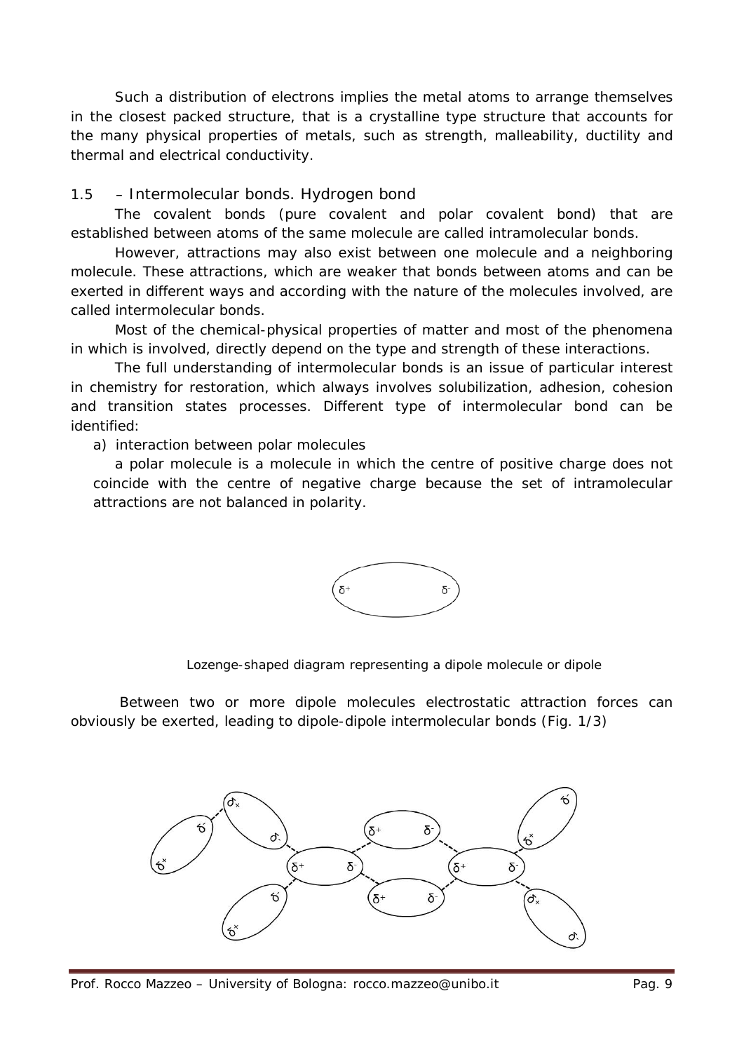Such a distribution of electrons implies the metal atoms to arrange themselves in the closest packed structure, that is a crystalline type structure that accounts for the many physical properties of metals, such as strength, malleability, ductility and thermal and electrical conductivity.

## 1.5 – Intermolecular bonds. Hydrogen bond

The covalent bonds (pure covalent and polar covalent bond) that are established between atoms of the same molecule are called intramolecular bonds.

However, attractions may also exist between one molecule and a neighboring molecule. These attractions, which are weaker that bonds between atoms and can be exerted in different ways and according with the nature of the molecules involved, are called intermolecular bonds.

Most of the chemical-physical properties of matter and most of the phenomena in which is involved, directly depend on the type and strength of these interactions.

The full understanding of intermolecular bonds is an issue of particular interest in chemistry for restoration, which always involves solubilization, adhesion, cohesion and transition states processes. Different type of intermolecular bond can be identified:

a) interaction between polar molecules

a polar molecule is a molecule in which the centre of positive charge does not coincide with the centre of negative charge because the set of intramolecular attractions are not balanced in polarity.

$\delta^+$ $\delta^-$

Lozenge-shaped diagram representing a dipole molecule or dipole

Between two or more dipole molecules electrostatic attraction forces can obviously be exerted, leading to dipole-dipole intermolecular bonds (Fig. 1/3)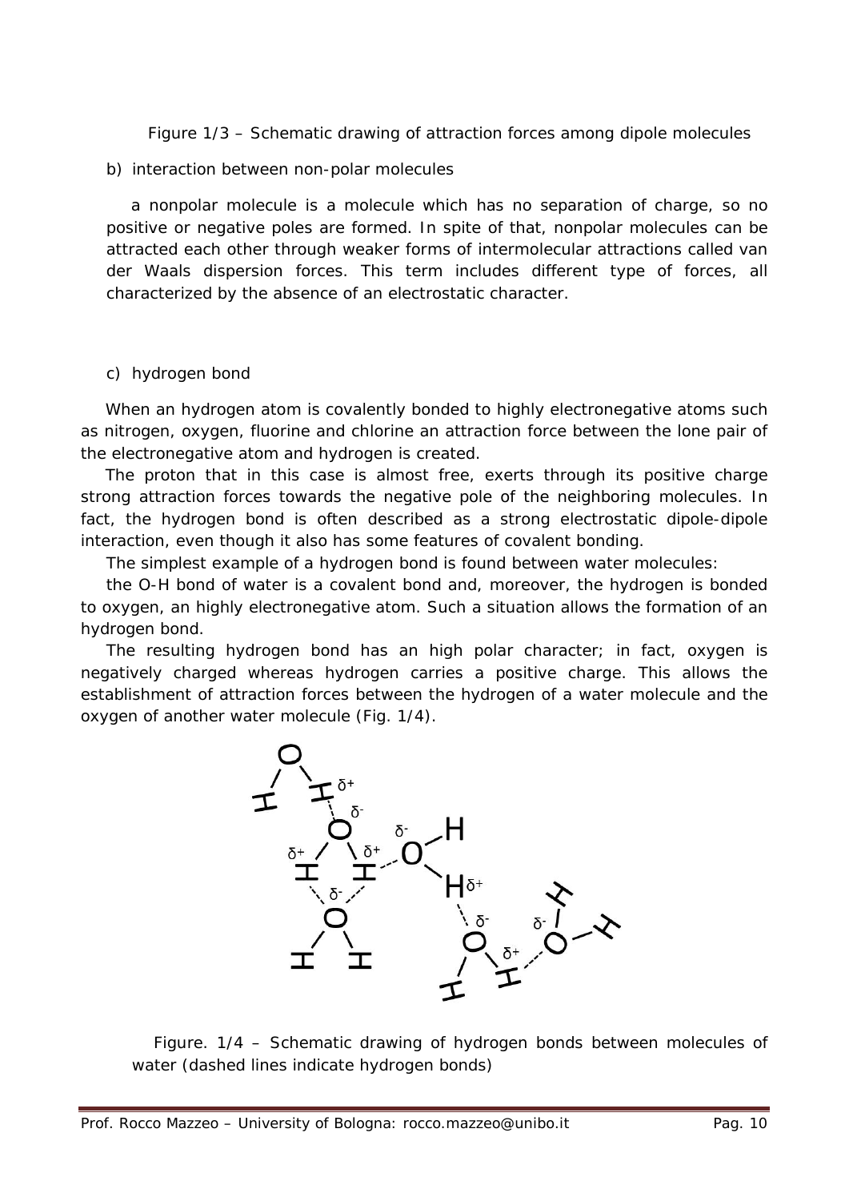Figure 1/3 – Schematic drawing of attraction forces among dipole molecules

b) interaction between non-polar molecules

a nonpolar molecule is a molecule which has no separation of charge, so no positive or negative poles are formed. In spite of that, nonpolar molecules can be attracted each other through weaker forms of intermolecular attractions called van der Waals dispersion forces. This term includes different type of forces, all characterized by the absence of an electrostatic character.

c) hydrogen bond

When an hydrogen atom is covalently bonded to highly electronegative atoms such as nitrogen, oxygen, fluorine and chlorine an attraction force between the lone pair of the electronegative atom and hydrogen is created.

The proton that in this case is almost free, exerts through its positive charge strong attraction forces towards the negative pole of the neighboring molecules. In fact, the hydrogen bond is often described as a strong electrostatic dipole-dipole interaction, even though it also has some features of covalent bonding.

The simplest example of a hydrogen bond is found between water molecules:

the O-H bond of water is a covalent bond and, moreover, the hydrogen is bonded to oxygen, an highly electronegative atom. Such a situation allows the formation of an hydrogen bond.

The resulting hydrogen bond has an high polar character; in fact, oxygen is negatively charged whereas hydrogen carries a positive charge. This allows the establishment of attraction forces between the hydrogen of a water molecule and the oxygen of another water molecule (Fig. 1/4).

Figure. 1/4 – Schematic drawing of hydrogen bonds between molecules of water (dashed lines indicate hydrogen bonds)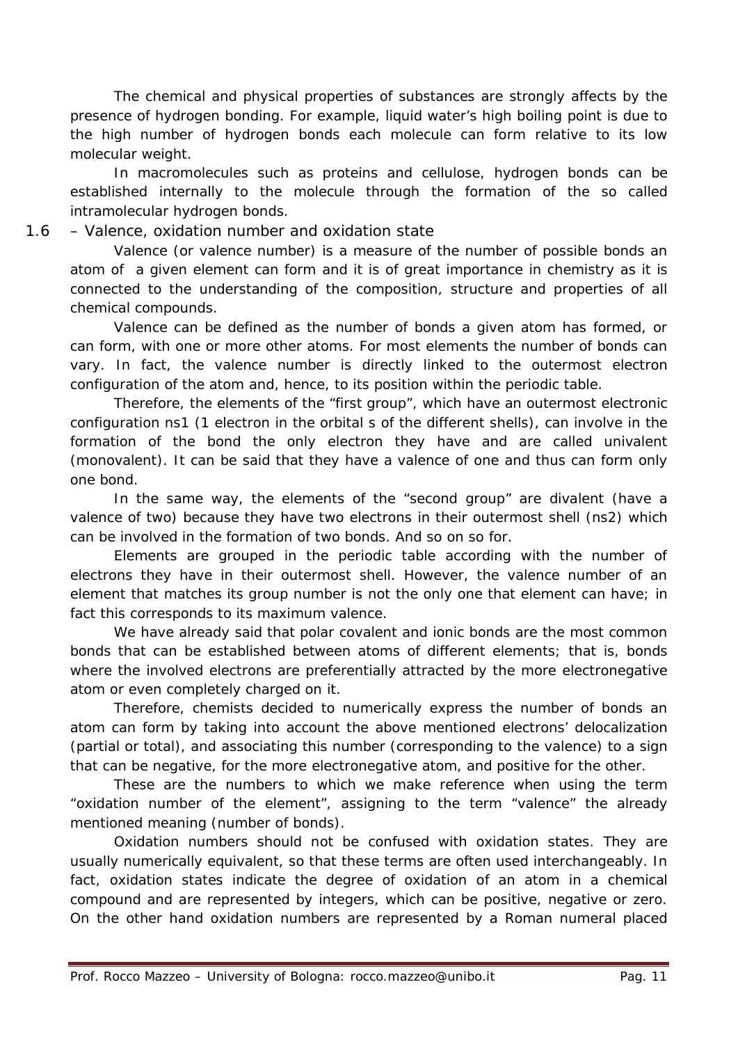The chemical and physical properties of substances are strongly affects by the presence of hydrogen bonding. For example, liquid water's high boiling point is due to the high number of hydrogen bonds each molecule can form relative to its low molecular weight.

In macromolecules such as proteins and cellulose, hydrogen bonds can be established internally to the molecule through the formation of the so called intramolecular hydrogen bonds.

## 1.6 – Valence, oxidation number and oxidation state

Valence (or valence number) is a measure of the number of possible bonds an atom of a given element can form and it is of great importance in chemistry as it is connected to the understanding of the composition, structure and properties of all chemical compounds.

Valence can be defined as the number of bonds a given atom has formed, or can form, with one or more other atoms. For most elements the number of bonds can vary. In fact, the valence number is directly linked to the outermost electron configuration of the atom and, hence, to its position within the periodic table.

Therefore, the elements of the "first group", which have an outermost electronic configuration ns1 (1 electron in the orbital s of the different shells), can involve in the formation of the bond the only electron they have and are called univalent (monovalent). It can be said that they have a valence of one and thus can form only one bond.

In the same way, the elements of the "second group" are divalent (have a valence of two) because they have two electrons in their outermost shell (ns2) which can be involved in the formation of two bonds. And so on so for.

Elements are grouped in the periodic table according with the number of electrons they have in their outermost shell. However, the valence number of an element that matches its group number is not the only one that element can have; in fact this corresponds to its maximum valence.

We have already said that polar covalent and ionic bonds are the most common bonds that can be established between atoms of different elements; that is, bonds where the involved electrons are preferentially attracted by the more electronegative atom or even completely charged on it.

Therefore, chemists decided to numerically express the number of bonds an atom can form by taking into account the above mentioned electrons' delocalization (partial or total), and associating this number (corresponding to the valence) to a sign that can be negative, for the more electronegative atom, and positive for the other.

These are the numbers to which we make reference when using the term "oxidation number of the element", assigning to the term "valence" the already mentioned meaning (number of bonds).

Oxidation numbers should not be confused with oxidation states. They are usually numerically equivalent, so that these terms are often used interchangeably. In fact, oxidation states indicate the degree of oxidation of an atom in a chemical compound and are represented by integers, which can be positive, negative or zero. On the other hand oxidation numbers are represented by a Roman numeral placed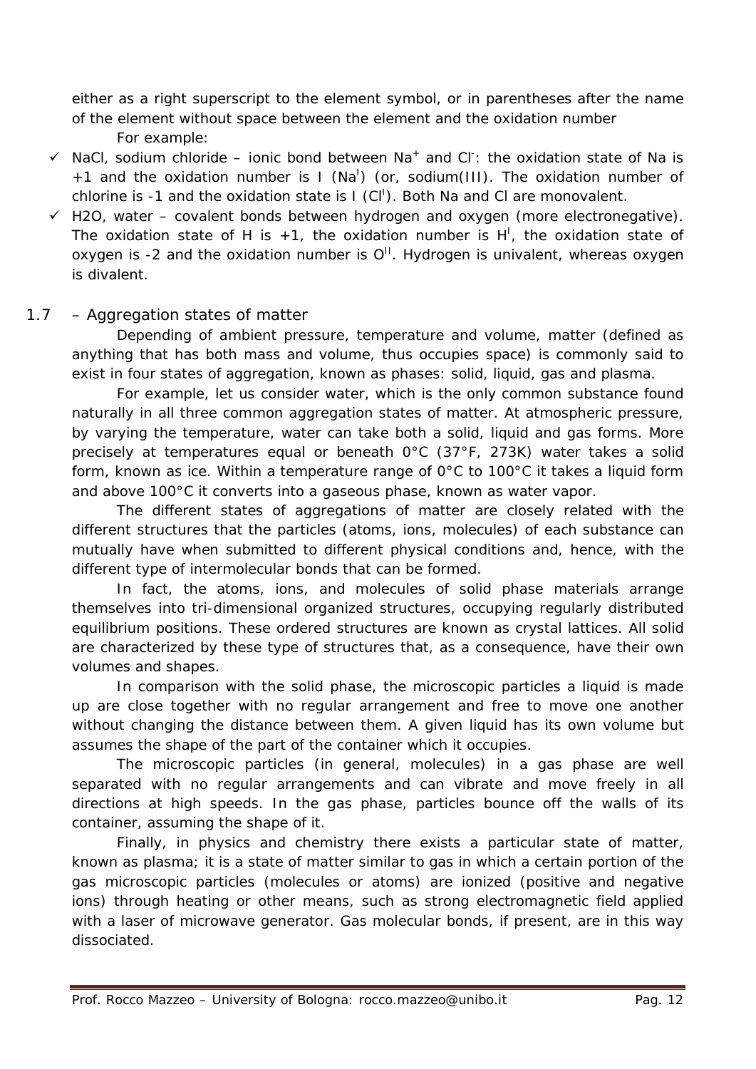either as a right superscript to the element symbol, or in parentheses after the name of the element without space between the element and the oxidation number

For example:

- ✓ NaCl, sodium chloride – ionic bond between $Na^{+}$ and $Cl^{-}$: the oxidation state of Na is +1 and the oxidation number is I ($Na^{I}$) (or, sodium(III). The oxidation number of chlorine is -1 and the oxidation state is I ($Cl^{I}$). Both Na and Cl are monovalent.
- ✓ H2O, water – covalent bonds between hydrogen and oxygen (more electronegative). The oxidation state of H is +1, the oxidation number is $H^{I}$, the oxidation state of oxygen is -2 and the oxidation number is $O^{II}$. Hydrogen is univalent, whereas oxygen is divalent.

## 1.7 – Aggregation states of matter

Depending of ambient pressure, temperature and volume, matter (defined as anything that has both mass and volume, thus occupies space) is commonly said to exist in four states of aggregation, known as phases: solid, liquid, gas and plasma.

For example, let us consider water, which is the only common substance found naturally in all three common aggregation states of matter. At atmospheric pressure, by varying the temperature, water can take both a solid, liquid and gas forms. More precisely at temperatures equal or beneath 0°C (37°F, 273K) water takes a solid form, known as ice. Within a temperature range of 0°C to 100°C it takes a liquid form and above 100°C it converts into a gaseous phase, known as water vapor.

The different states of aggregations of matter are closely related with the different structures that the particles (atoms, ions, molecules) of each substance can mutually have when submitted to different physical conditions and, hence, with the different type of intermolecular bonds that can be formed.

In fact, the atoms, ions, and molecules of solid phase materials arrange themselves into tri-dimensional organized structures, occupying regularly distributed equilibrium positions. These ordered structures are known as crystal lattices. All solid are characterized by these type of structures that, as a consequence, have their own volumes and shapes.

In comparison with the solid phase, the microscopic particles a liquid is made up are close together with no regular arrangement and free to move one another without changing the distance between them. A given liquid has its own volume but assumes the shape of the part of the container which it occupies.

The microscopic particles (in general, molecules) in a gas phase are well separated with no regular arrangements and can vibrate and move freely in all directions at high speeds. In the gas phase, particles bounce off the walls of its container, assuming the shape of it.

Finally, in physics and chemistry there exists a particular state of matter, known as plasma; it is a state of matter similar to gas in which a certain portion of the gas microscopic particles (molecules or atoms) are ionized (positive and negative ions) through heating or other means, such as strong electromagnetic field applied with a laser of microwave generator. Gas molecular bonds, if present, are in this way dissociated.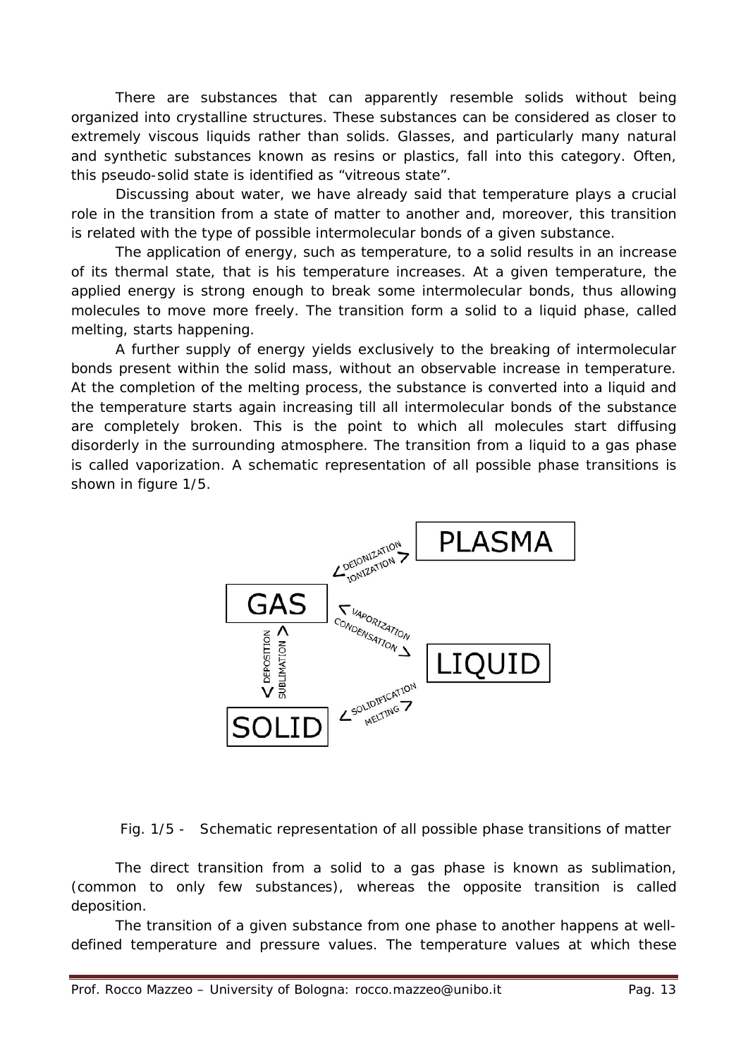There are substances that can apparently resemble solids without being organized into crystalline structures. These substances can be considered as closer to extremely viscous liquids rather than solids. Glasses, and particularly many natural and synthetic substances known as resins or plastics, fall into this category. Often, this pseudo-solid state is identified as “vitreous state”.

Discussing about water, we have already said that temperature plays a crucial role in the transition from a state of matter to another and, moreover, this transition is related with the type of possible intermolecular bonds of a given substance.

The application of energy, such as temperature, to a solid results in an increase of its thermal state, that is his temperature increases. At a given temperature, the applied energy is strong enough to break some intermolecular bonds, thus allowing molecules to move more freely. The transition form a solid to a liquid phase, called melting, starts happening.

A further supply of energy yields exclusively to the breaking of intermolecular bonds present within the solid mass, without an observable increase in temperature. At the completion of the melting process, the substance is converted into a liquid and the temperature starts again increasing till all intermolecular bonds of the substance are completely broken. This is the point to which all molecules start diffusing disorderly in the surrounding atmosphere. The transition from a liquid to a gas phase is called vaporization. A schematic representation of all possible phase transitions is shown in figure 1/5.

PLASMA — DEIONIZATION / IONIZATION — GAS

GAS — VAPORIZATION / CONDENSATION — LIQUID

LIQUID — SOLIDIFICATION / MELTING — SOLID

SOLID — DEPOSITION / SUBLIMATION — GAS

Fig. 1/5 - Schematic representation of all possible phase transitions of matter

The direct transition from a solid to a gas phase is known as sublimation, (common to only few substances), whereas the opposite transition is called deposition.

The transition of a given substance from one phase to another happens at well-defined temperature and pressure values. The temperature values at which these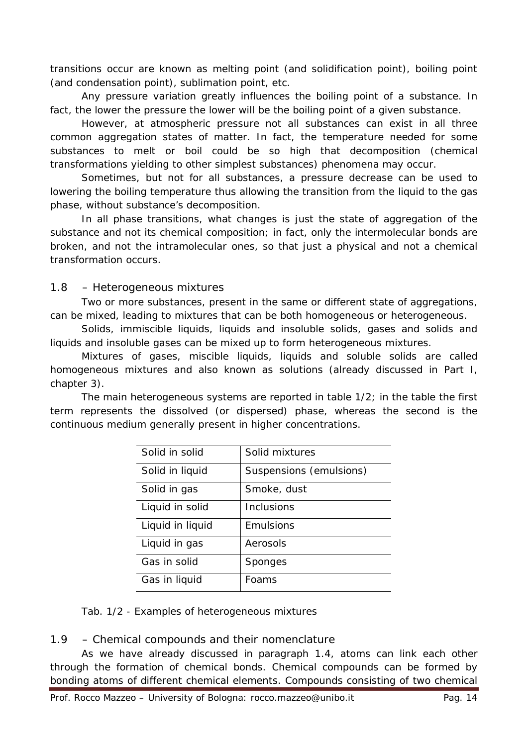transitions occur are known as melting point (and solidification point), boiling point (and condensation point), sublimation point, etc.

Any pressure variation greatly influences the boiling point of a substance. In fact, the lower the pressure the lower will be the boiling point of a given substance.

However, at atmospheric pressure not all substances can exist in all three common aggregation states of matter. In fact, the temperature needed for some substances to melt or boil could be so high that decomposition (chemical transformations yielding to other simplest substances) phenomena may occur.

Sometimes, but not for all substances, a pressure decrease can be used to lowering the boiling temperature thus allowing the transition from the liquid to the gas phase, without substance's decomposition.

In all phase transitions, what changes is just the state of aggregation of the substance and not its chemical composition; in fact, only the intermolecular bonds are broken, and not the intramolecular ones, so that just a physical and not a chemical transformation occurs.

## 1.8 – Heterogeneous mixtures

Two or more substances, present in the same or different state of aggregations, can be mixed, leading to mixtures that can be both homogeneous or heterogeneous.

Solids, immiscible liquids, liquids and insoluble solids, gases and solids and liquids and insoluble gases can be mixed up to form heterogeneous mixtures.

Mixtures of gases, miscible liquids, liquids and soluble solids are called homogeneous mixtures and also known as solutions (already discussed in Part I, chapter 3).

The main heterogeneous systems are reported in table 1/2; in the table the first term represents the dissolved (or dispersed) phase, whereas the second is the continuous medium generally present in higher concentrations.

| | |
|---|---|
| Solid in solid | Solid mixtures |
| Solid in liquid | Suspensions (emulsions) |
| Solid in gas | Smoke, dust |
| Liquid in solid | Inclusions |
| Liquid in liquid | Emulsions |
| Liquid in gas | Aerosols |
| Gas in solid | Sponges |
| Gas in liquid | Foams |

Tab. 1/2 - Examples of heterogeneous mixtures

## 1.9 – Chemical compounds and their nomenclature

As we have already discussed in paragraph 1.4, atoms can link each other through the formation of chemical bonds. Chemical compounds can be formed by bonding atoms of different chemical elements. Compounds consisting of two chemical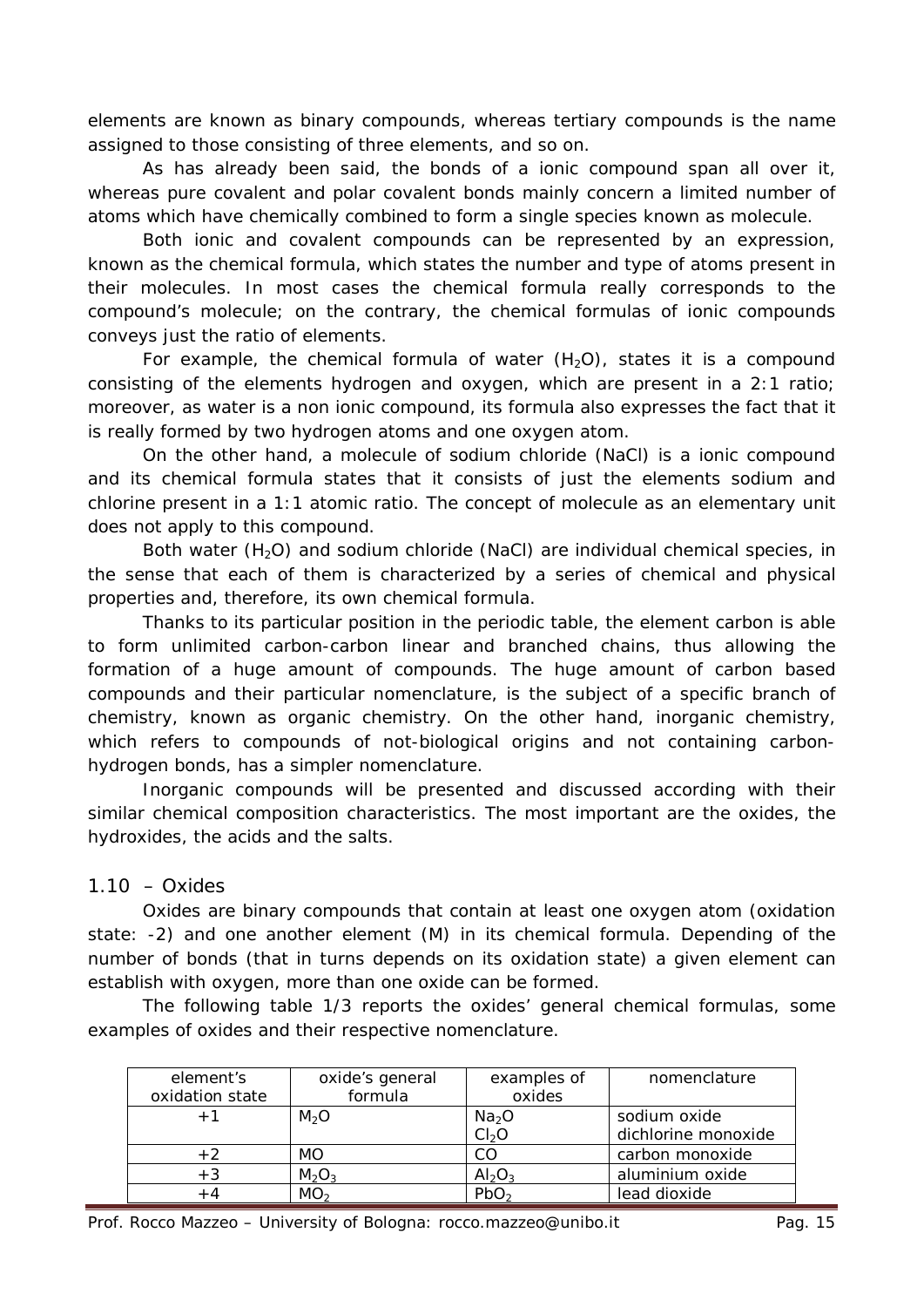elements are known as binary compounds, whereas tertiary compounds is the name assigned to those consisting of three elements, and so on.

As has already been said, the bonds of a ionic compound span all over it, whereas pure covalent and polar covalent bonds mainly concern a limited number of atoms which have chemically combined to form a single species known as molecule.

Both ionic and covalent compounds can be represented by an expression, known as the chemical formula, which states the number and type of atoms present in their molecules. In most cases the chemical formula really corresponds to the compound's molecule; on the contrary, the chemical formulas of ionic compounds conveys just the ratio of elements.

For example, the chemical formula of water ($H_2O$), states it is a compound consisting of the elements hydrogen and oxygen, which are present in a 2:1 ratio; moreover, as water is a non ionic compound, its formula also expresses the fact that it is really formed by two hydrogen atoms and one oxygen atom.

On the other hand, a molecule of sodium chloride ($NaCl$) is a ionic compound and its chemical formula states that it consists of just the elements sodium and chlorine present in a 1:1 atomic ratio. The concept of molecule as an elementary unit does not apply to this compound.

Both water ($H_2O$) and sodium chloride ($NaCl$) are individual chemical species, in the sense that each of them is characterized by a series of chemical and physical properties and, therefore, its own chemical formula.

Thanks to its particular position in the periodic table, the element carbon is able to form unlimited carbon-carbon linear and branched chains, thus allowing the formation of a huge amount of compounds. The huge amount of carbon based compounds and their particular nomenclature, is the subject of a specific branch of chemistry, known as organic chemistry. On the other hand, inorganic chemistry, which refers to compounds of not-biological origins and not containing carbon-hydrogen bonds, has a simpler nomenclature.

Inorganic compounds will be presented and discussed according with their similar chemical composition characteristics. The most important are the oxides, the hydroxides, the acids and the salts.

## 1.10 – Oxides

Oxides are binary compounds that contain at least one oxygen atom (oxidation state: -2) and one another element (M) in its chemical formula. Depending of the number of bonds (that in turns depends on its oxidation state) a given element can establish with oxygen, more than one oxide can be formed.

The following table 1/3 reports the oxides' general chemical formulas, some examples of oxides and their respective nomenclature.

| element's oxidation state | oxide's general formula | examples of oxides | nomenclature |
|---|---|---|---|
| +1 | $M_2O$ | $Na_2O$<br>$Cl_2O$ | sodium oxide<br>dichlorine monoxide |
| +2 | $MO$ | $CO$ | carbon monoxide |
| +3 | $M_2O_3$ | $Al_2O_3$ | aluminium oxide |
| +4 | $MO_2$ | $PbO_2$ | lead dioxide |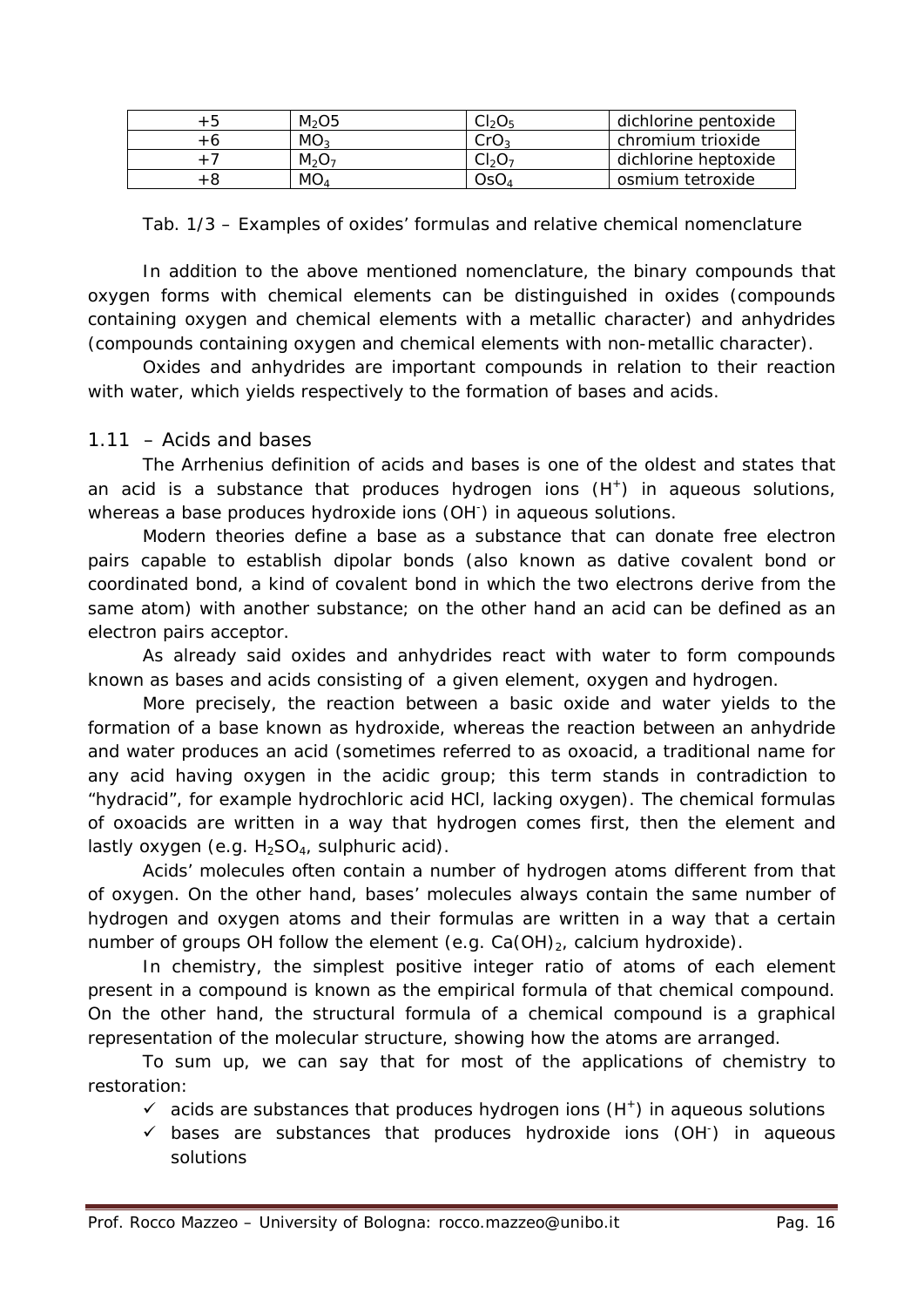| +5 | $M_2O5$ | $Cl_2O_5$ | dichlorine pentoxide |
|---|---|---|---|
| +6 | $MO_3$ | $CrO_3$ | chromium trioxide |
| +7 | $M_2O_7$ | $Cl_2O_7$ | dichlorine heptoxide |
| +8 | $MO_4$ | $OsO_4$ | osmium tetroxide |

Tab. 1/3 – Examples of oxides' formulas and relative chemical nomenclature

In addition to the above mentioned nomenclature, the binary compounds that oxygen forms with chemical elements can be distinguished in oxides (compounds containing oxygen and chemical elements with a metallic character) and anhydrides (compounds containing oxygen and chemical elements with non-metallic character).

Oxides and anhydrides are important compounds in relation to their reaction with water, which yields respectively to the formation of bases and acids.

## 1.11 – Acids and bases

The Arrhenius definition of acids and bases is one of the oldest and states that an acid is a substance that produces hydrogen ions ($H^+$) in aqueous solutions, whereas a base produces hydroxide ions ($OH^-$) in aqueous solutions.

Modern theories define a base as a substance that can donate free electron pairs capable to establish dipolar bonds (also known as dative covalent bond or coordinated bond, a kind of covalent bond in which the two electrons derive from the same atom) with another substance; on the other hand an acid can be defined as an electron pairs acceptor.

As already said oxides and anhydrides react with water to form compounds known as bases and acids consisting of a given element, oxygen and hydrogen.

More precisely, the reaction between a basic oxide and water yields to the formation of a base known as hydroxide, whereas the reaction between an anhydride and water produces an acid (sometimes referred to as oxoacid, a traditional name for any acid having oxygen in the acidic group; this term stands in contradiction to "hydracid", for example hydrochloric acid HCl, lacking oxygen). The chemical formulas of oxoacids are written in a way that hydrogen comes first, then the element and lastly oxygen (e.g. $H_2SO_4$, sulphuric acid).

Acids' molecules often contain a number of hydrogen atoms different from that of oxygen. On the other hand, bases' molecules always contain the same number of hydrogen and oxygen atoms and their formulas are written in a way that a certain number of groups OH follow the element (e.g. $Ca(OH)_2$, calcium hydroxide).

In chemistry, the simplest positive integer ratio of atoms of each element present in a compound is known as the empirical formula of that chemical compound. On the other hand, the structural formula of a chemical compound is a graphical representation of the molecular structure, showing how the atoms are arranged.

To sum up, we can say that for most of the applications of chemistry to restoration:

- ✓ acids are substances that produces hydrogen ions ($H^+$) in aqueous solutions
- ✓ bases are substances that produces hydroxide ions ($OH^-$) in aqueous solutions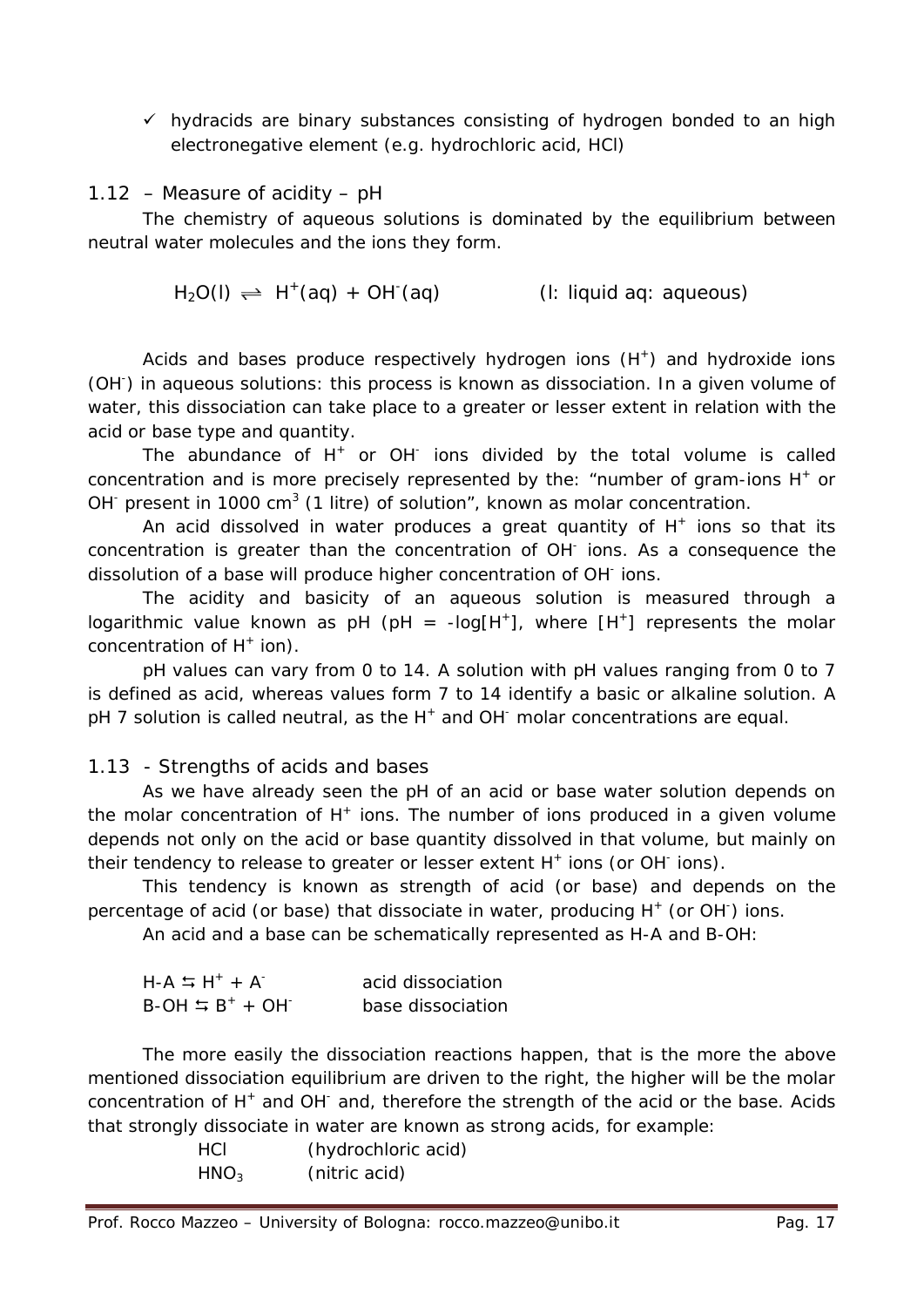- ✓ hydracids are binary substances consisting of hydrogen bonded to an high electronegative element (e.g. hydrochloric acid, HCl)

## 1.12 – Measure of acidity – pH

The chemistry of aqueous solutions is dominated by the equilibrium between neutral water molecules and the ions they form.

$$H_2O(l) \rightleftharpoons H^+(aq) + OH^-(aq) \qquad \text{(l: liquid aq: aqueous)}$$

Acids and bases produce respectively hydrogen ions ($H^+$) and hydroxide ions ($OH^-$) in aqueous solutions: this process is known as dissociation. In a given volume of water, this dissociation can take place to a greater or lesser extent in relation with the acid or base type and quantity.

The abundance of $H^+$ or $OH^-$ ions divided by the total volume is called concentration and is more precisely represented by the: "number of gram-ions $H^+$ or $OH^-$ present in 1000 $cm^3$ (1 litre) of solution", known as molar concentration.

An acid dissolved in water produces a great quantity of $H^+$ ions so that its concentration is greater than the concentration of $OH^-$ ions. As a consequence the dissolution of a base will produce higher concentration of $OH^-$ ions.

The acidity and basicity of an aqueous solution is measured through a logarithmic value known as pH (pH = -log[$H^+$], where [$H^+$] represents the molar concentration of $H^+$ ion).

pH values can vary from 0 to 14. A solution with pH values ranging from 0 to 7 is defined as acid, whereas values form 7 to 14 identify a basic or alkaline solution. A pH 7 solution is called neutral, as the $H^+$ and $OH^-$ molar concentrations are equal.

## 1.13 - Strengths of acids and bases

As we have already seen the pH of an acid or base water solution depends on the molar concentration of $H^+$ ions. The number of ions produced in a given volume depends not only on the acid or base quantity dissolved in that volume, but mainly on their tendency to release to greater or lesser extent $H^+$ ions (or $OH^-$ ions).

This tendency is known as strength of acid (or base) and depends on the percentage of acid (or base) that dissociate in water, producing $H^+$ (or $OH^-$) ions.

An acid and a base can be schematically represented as H-A and B-OH:

$H\text{-}A \leftrightarrows H^+ + A^-$ acid dissociation
$B\text{-}OH \leftrightarrows B^+ + OH^-$ base dissociation

The more easily the dissociation reactions happen, that is the more the above mentioned dissociation equilibrium are driven to the right, the higher will be the molar concentration of $H^+$ and $OH^-$ and, therefore the strength of the acid or the base. Acids that strongly dissociate in water are known as strong acids, for example:

HCl (hydrochloric acid)
$HNO_3$ (nitric acid)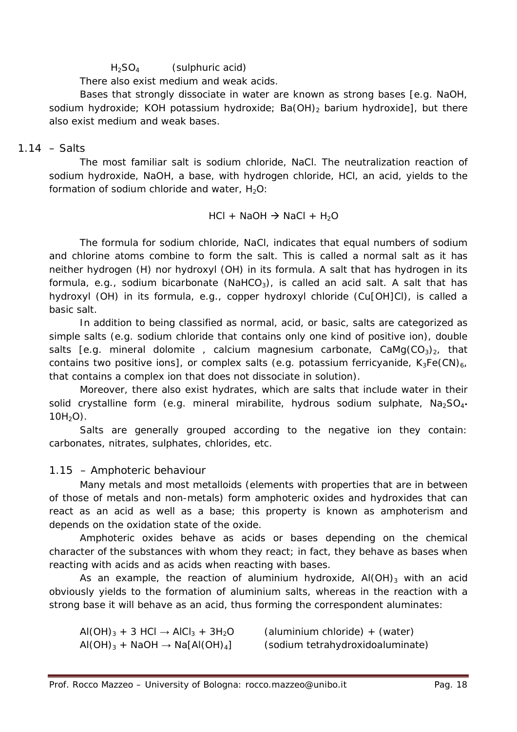$H_2SO_4$ (sulphuric acid)

There also exist medium and weak acids.

Bases that strongly dissociate in water are known as strong bases [e.g. NaOH, sodium hydroxide; KOH potassium hydroxide; $Ba(OH)_2$ barium hydroxide], but there also exist medium and weak bases.

## 1.14 – Salts

The most familiar salt is sodium chloride, NaCl. The neutralization reaction of sodium hydroxide, NaOH, a base, with hydrogen chloride, HCl, an acid, yields to the formation of sodium chloride and water, $H_2O$:

$$HCl + NaOH \rightarrow NaCl + H_2O$$

The formula for sodium chloride, NaCl, indicates that equal numbers of sodium and chlorine atoms combine to form the salt. This is called a normal salt as it has neither hydrogen (H) nor hydroxyl (OH) in its formula. A salt that has hydrogen in its formula, e.g., sodium bicarbonate ($NaHCO_3$), is called an acid salt. A salt that has hydroxyl (OH) in its formula, e.g., copper hydroxyl chloride (Cu[OH]Cl), is called a basic salt.

In addition to being classified as normal, acid, or basic, salts are categorized as simple salts (e.g. sodium chloride that contains only one kind of positive ion), double salts [e.g. mineral dolomite , calcium magnesium carbonate, $CaMg(CO_3)_2$, that contains two positive ions], or complex salts (e.g. potassium ferricyanide, $K_3Fe(CN)_6$, that contains a complex ion that does not dissociate in solution).

Moreover, there also exist hydrates, which are salts that include water in their solid crystalline form (e.g. mineral mirabilite, hydrous sodium sulphate, $Na_2SO_4 \cdot 10H_2O$).

Salts are generally grouped according to the negative ion they contain: carbonates, nitrates, sulphates, chlorides, etc.

## 1.15 – Amphoteric behaviour

Many metals and most metalloids (elements with properties that are in between of those of metals and non-metals) form amphoteric oxides and hydroxides that can react as an acid as well as a base; this property is known as amphoterism and depends on the oxidation state of the oxide.

Amphoteric oxides behave as acids or bases depending on the chemical character of the substances with whom they react; in fact, they behave as bases when reacting with acids and as acids when reacting with bases.

As an example, the reaction of aluminium hydroxide, $Al(OH)_3$ with an acid obviously yields to the formation of aluminium salts, whereas in the reaction with a strong base it will behave as an acid, thus forming the correspondent aluminates:

$Al(OH)_3 + 3\ HCl \rightarrow AlCl_3 + 3H_2O$ (aluminium chloride) + (water)

$Al(OH)_3 + NaOH \rightarrow Na[Al(OH)_4]$ (sodium tetrahydroxidoaluminate)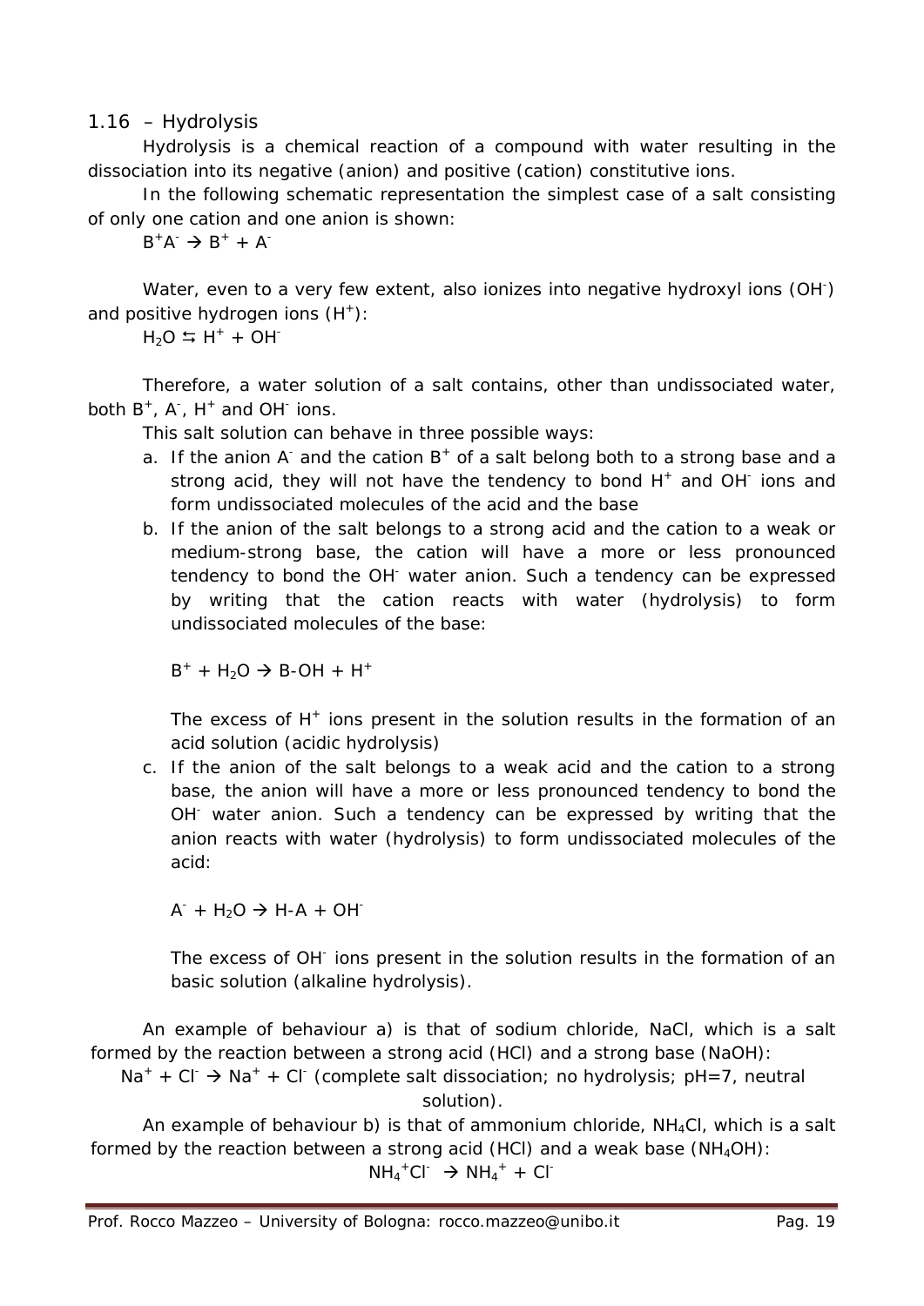## 1.16 – Hydrolysis

Hydrolysis is a chemical reaction of a compound with water resulting in the dissociation into its negative (anion) and positive (cation) constitutive ions.

In the following schematic representation the simplest case of a salt consisting of only one cation and one anion is shown:

$B^+A^- \rightarrow B^+ + A^-$

Water, even to a very few extent, also ionizes into negative hydroxyl ions ($OH^-$) and positive hydrogen ions ($H^+$):

$H_2O \leftrightarrows H^+ + OH^-$

Therefore, a water solution of a salt contains, other than undissociated water, both $B^+$, $A^-$, $H^+$ and $OH^-$ ions.

This salt solution can behave in three possible ways:

a. If the anion $A^-$ and the cation $B^+$ of a salt belong both to a strong base and a strong acid, they will not have the tendency to bond $H^+$ and $OH^-$ ions and form undissociated molecules of the acid and the base

b. If the anion of the salt belongs to a strong acid and the cation to a weak or medium-strong base, the cation will have a more or less pronounced tendency to bond the $OH^-$ water anion. Such a tendency can be expressed by writing that the cation reacts with water (hydrolysis) to form undissociated molecules of the base:

   $B^+ + H_2O \rightarrow B\text{-}OH + H^+$

   The excess of $H^+$ ions present in the solution results in the formation of an acid solution (acidic hydrolysis)

c. If the anion of the salt belongs to a weak acid and the cation to a strong base, the anion will have a more or less pronounced tendency to bond the $OH^-$ water anion. Such a tendency can be expressed by writing that the anion reacts with water (hydrolysis) to form undissociated molecules of the acid:

   $A^- + H_2O \rightarrow H\text{-}A + OH^-$

   The excess of $OH^-$ ions present in the solution results in the formation of an basic solution (alkaline hydrolysis).

An example of behaviour a) is that of sodium chloride, NaCl, which is a salt formed by the reaction between a strong acid (HCl) and a strong base (NaOH):

$Na^+ + Cl^- \rightarrow Na^+ + Cl^-$ (complete salt dissociation; no hydrolysis; pH=7, neutral solution).

An example of behaviour b) is that of ammonium chloride, $NH_4Cl$, which is a salt formed by the reaction between a strong acid (HCl) and a weak base ($NH_4OH$):

$NH_4^+Cl^- \rightarrow NH_4^+ + Cl^-$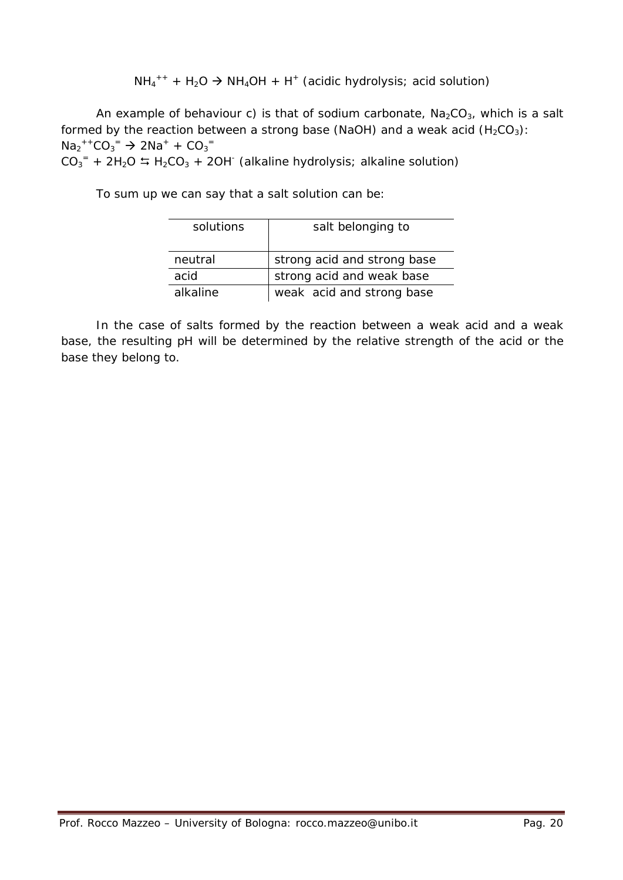$$NH_4^{++} + H_2O \rightarrow NH_4OH + H^+ \text{ (acidic hydrolysis; acid solution)}$$

An example of behaviour c) is that of sodium carbonate, $Na_2CO_3$, which is a salt formed by the reaction between a strong base (NaOH) and a weak acid ($H_2CO_3$):

$Na_2^{++}CO_3^{=} \rightarrow 2Na^+ + CO_3^{=}$

$CO_3^{=} + 2H_2O \leftrightarrows H_2CO_3 + 2OH^-$ (alkaline hydrolysis; alkaline solution)

To sum up we can say that a salt solution can be:

| solutions | salt belonging to |
|---|---|
| neutral | strong acid and strong base |
| acid | strong acid and weak base |
| alkaline | weak acid and strong base |

In the case of salts formed by the reaction between a weak acid and a weak base, the resulting pH will be determined by the relative strength of the acid or the base they belong to.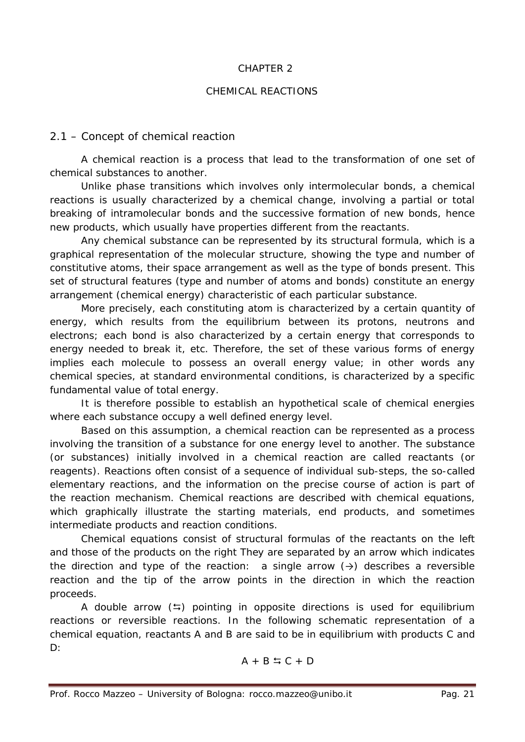# CHAPTER 2

# CHEMICAL REACTIONS

## 2.1 – Concept of chemical reaction

A chemical reaction is a process that lead to the transformation of one set of chemical substances to another.

Unlike phase transitions which involves only intermolecular bonds, a chemical reactions is usually characterized by a chemical change, involving a partial or total breaking of intramolecular bonds and the successive formation of new bonds, hence new products, which usually have properties different from the reactants.

Any chemical substance can be represented by its structural formula, which is a graphical representation of the molecular structure, showing the type and number of constitutive atoms, their space arrangement as well as the type of bonds present. This set of structural features (type and number of atoms and bonds) constitute an energy arrangement (chemical energy) characteristic of each particular substance.

More precisely, each constituting atom is characterized by a certain quantity of energy, which results from the equilibrium between its protons, neutrons and electrons; each bond is also characterized by a certain energy that corresponds to energy needed to break it, etc. Therefore, the set of these various forms of energy implies each molecule to possess an overall energy value; in other words any chemical species, at standard environmental conditions, is characterized by a specific fundamental value of total energy.

It is therefore possible to establish an hypothetical scale of chemical energies where each substance occupy a well defined energy level.

Based on this assumption, a chemical reaction can be represented as a process involving the transition of a substance for one energy level to another. The substance (or substances) initially involved in a chemical reaction are called reactants (or reagents). Reactions often consist of a sequence of individual sub-steps, the so-called elementary reactions, and the information on the precise course of action is part of the reaction mechanism. Chemical reactions are described with chemical equations, which graphically illustrate the starting materials, end products, and sometimes intermediate products and reaction conditions.

Chemical equations consist of structural formulas of the reactants on the left and those of the products on the right They are separated by an arrow which indicates the direction and type of the reaction: a single arrow ($\rightarrow$) describes a reversible reaction and the tip of the arrow points in the direction in which the reaction proceeds.

A double arrow ($\leftrightarrows$) pointing in opposite directions is used for equilibrium reactions or reversible reactions. In the following schematic representation of a chemical equation, reactants A and B are said to be in equilibrium with products C and D:

$$A + B \leftrightarrows C + D$$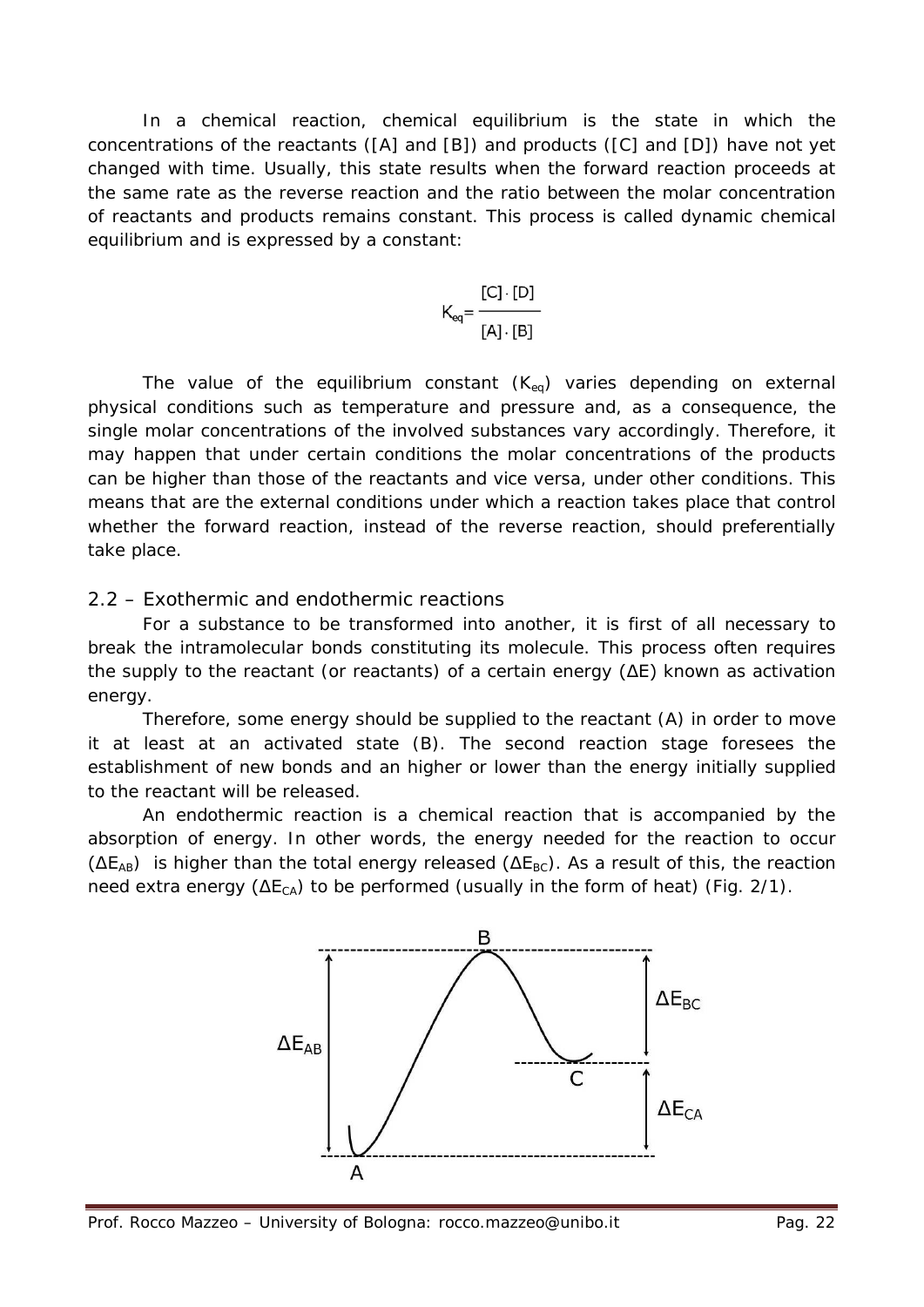In a chemical reaction, chemical equilibrium is the state in which the concentrations of the reactants ([A] and [B]) and products ([C] and [D]) have not yet changed with time. Usually, this state results when the forward reaction proceeds at the same rate as the reverse reaction and the ratio between the molar concentration of reactants and products remains constant. This process is called dynamic chemical equilibrium and is expressed by a constant:

$$K_{eq} = \frac{[C] \cdot [D]}{[A] \cdot [B]}$$

The value of the equilibrium constant ($K_{eq}$) varies depending on external physical conditions such as temperature and pressure and, as a consequence, the single molar concentrations of the involved substances vary accordingly. Therefore, it may happen that under certain conditions the molar concentrations of the products can be higher than those of the reactants and vice versa, under other conditions. This means that are the external conditions under which a reaction takes place that control whether the forward reaction, instead of the reverse reaction, should preferentially take place.

## 2.2 – Exothermic and endothermic reactions

For a substance to be transformed into another, it is first of all necessary to break the intramolecular bonds constituting its molecule. This process often requires the supply to the reactant (or reactants) of a certain energy ($\Delta E$) known as activation energy.

Therefore, some energy should be supplied to the reactant (A) in order to move it at least at an activated state (B). The second reaction stage foresees the establishment of new bonds and an higher or lower than the energy initially supplied to the reactant will be released.

An endothermic reaction is a chemical reaction that is accompanied by the absorption of energy. In other words, the energy needed for the reaction to occur ($\Delta E_{AB}$) is higher than the total energy released ($\Delta E_{BC}$). As a result of this, the reaction need extra energy ($\Delta E_{CA}$) to be performed (usually in the form of heat) (Fig. 2/1).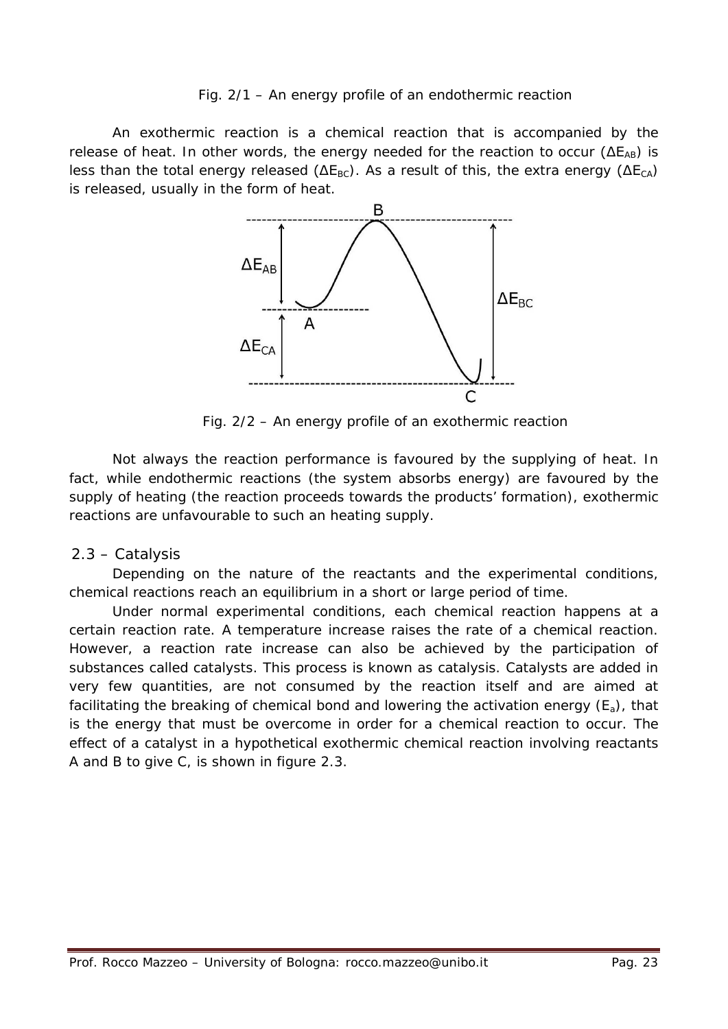Fig. 2/1 – An energy profile of an endothermic reaction

An exothermic reaction is a chemical reaction that is accompanied by the release of heat. In other words, the energy needed for the reaction to occur ($\Delta E_{AB}$) is less than the total energy released ($\Delta E_{BC}$). As a result of this, the extra energy ($\Delta E_{CA}$) is released, usually in the form of heat.

Fig. 2/2 – An energy profile of an exothermic reaction

Not always the reaction performance is favoured by the supplying of heat. In fact, while endothermic reactions (the system absorbs energy) are favoured by the supply of heating (the reaction proceeds towards the products' formation), exothermic reactions are unfavourable to such an heating supply.

## 2.3 – Catalysis

Depending on the nature of the reactants and the experimental conditions, chemical reactions reach an equilibrium in a short or large period of time.

Under normal experimental conditions, each chemical reaction happens at a certain reaction rate. A temperature increase raises the rate of a chemical reaction. However, a reaction rate increase can also be achieved by the participation of substances called catalysts. This process is known as catalysis. Catalysts are added in very few quantities, are not consumed by the reaction itself and are aimed at facilitating the breaking of chemical bond and lowering the activation energy ($E_a$), that is the energy that must be overcome in order for a chemical reaction to occur. The effect of a catalyst in a hypothetical exothermic chemical reaction involving reactants A and B to give C, is shown in figure 2.3.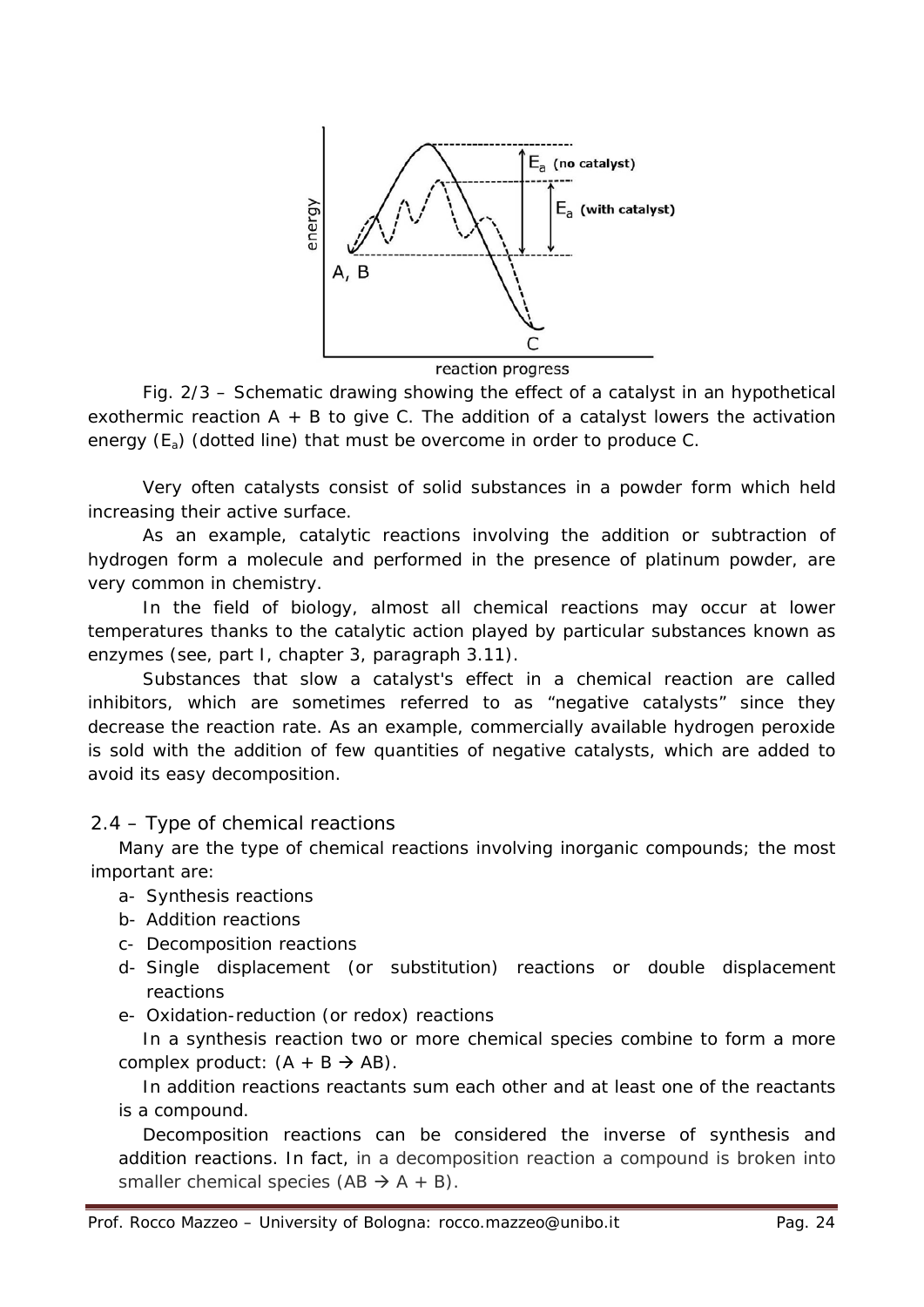Fig. 2/3 – Schematic drawing showing the effect of a catalyst in an hypothetical exothermic reaction A + B to give C. The addition of a catalyst lowers the activation energy ($E_a$) (dotted line) that must be overcome in order to produce C.

Very often catalysts consist of solid substances in a powder form which held increasing their active surface.

As an example, catalytic reactions involving the addition or subtraction of hydrogen form a molecule and performed in the presence of platinum powder, are very common in chemistry.

In the field of biology, almost all chemical reactions may occur at lower temperatures thanks to the catalytic action played by particular substances known as enzymes (see, part I, chapter 3, paragraph 3.11).

Substances that slow a catalyst's effect in a chemical reaction are called inhibitors, which are sometimes referred to as "negative catalysts" since they decrease the reaction rate. As an example, commercially available hydrogen peroxide is sold with the addition of few quantities of negative catalysts, which are added to avoid its easy decomposition.

## 2.4 – Type of chemical reactions

Many are the type of chemical reactions involving inorganic compounds; the most important are:

a- Synthesis reactions
b- Addition reactions
c- Decomposition reactions
d- Single displacement (or substitution) reactions or double displacement reactions
e- Oxidation-reduction (or redox) reactions

In a synthesis reaction two or more chemical species combine to form a more complex product: ($A + B \rightarrow AB$).

In addition reactions reactants sum each other and at least one of the reactants is a compound.

Decomposition reactions can be considered the inverse of synthesis and addition reactions. In fact, in a decomposition reaction a compound is broken into smaller chemical species ($AB \rightarrow A + B$).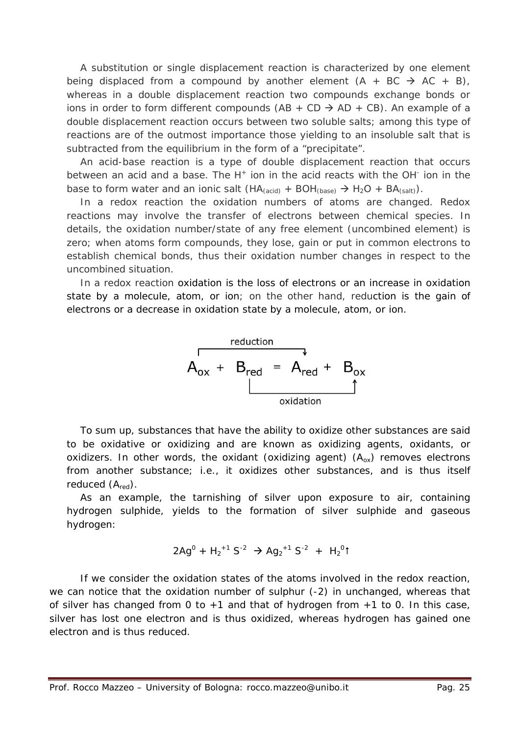A substitution or single displacement reaction is characterized by one element being displaced from a compound by another element (A + BC → AC + B), whereas in a double displacement reaction two compounds exchange bonds or ions in order to form different compounds (AB + CD → AD + CB). An example of a double displacement reaction occurs between two soluble salts; among this type of reactions are of the outmost importance those yielding to an insoluble salt that is subtracted from the equilibrium in the form of a "precipitate".

An acid-base reaction is a type of double displacement reaction that occurs between an acid and a base. The $H^+$ ion in the acid reacts with the $OH^-$ ion in the base to form water and an ionic salt ($HA_{(acid)} + BOH_{(base)} \rightarrow H_2O + BA_{(salt)}$).

In a redox reaction the oxidation numbers of atoms are changed. Redox reactions may involve the transfer of electrons between chemical species. In details, the oxidation number/state of any free element (uncombined element) is zero; when atoms form compounds, they lose, gain or put in common electrons to establish chemical bonds, thus their oxidation number changes in respect to the uncombined situation.

In a redox reaction oxidation is the loss of electrons or an increase in oxidation state by a molecule, atom, or ion; on the other hand, reduction is the gain of electrons or a decrease in oxidation state by a molecule, atom, or ion.

$$A_{ox} + B_{red} = A_{red} + B_{ox}$$

(reduction: $A_{ox} \rightarrow A_{red}$; oxidation: $B_{red} \rightarrow B_{ox}$)

To sum up, substances that have the ability to oxidize other substances are said to be oxidative or oxidizing and are known as oxidizing agents, oxidants, or oxidizers. In other words, the oxidant (oxidizing agent) ($A_{ox}$) removes electrons from another substance; i.e., it oxidizes other substances, and is thus itself reduced ($A_{red}$).

As an example, the tarnishing of silver upon exposure to air, containing hydrogen sulphide, yields to the formation of silver sulphide and gaseous hydrogen:

$$2Ag^0 + H_2^{+1}S^{-2} \rightarrow Ag_2^{+1}S^{-2} + H_2^0\uparrow$$

If we consider the oxidation states of the atoms involved in the redox reaction, we can notice that the oxidation number of sulphur (-2) in unchanged, whereas that of silver has changed from 0 to +1 and that of hydrogen from +1 to 0. In this case, silver has lost one electron and is thus oxidized, whereas hydrogen has gained one electron and is thus reduced.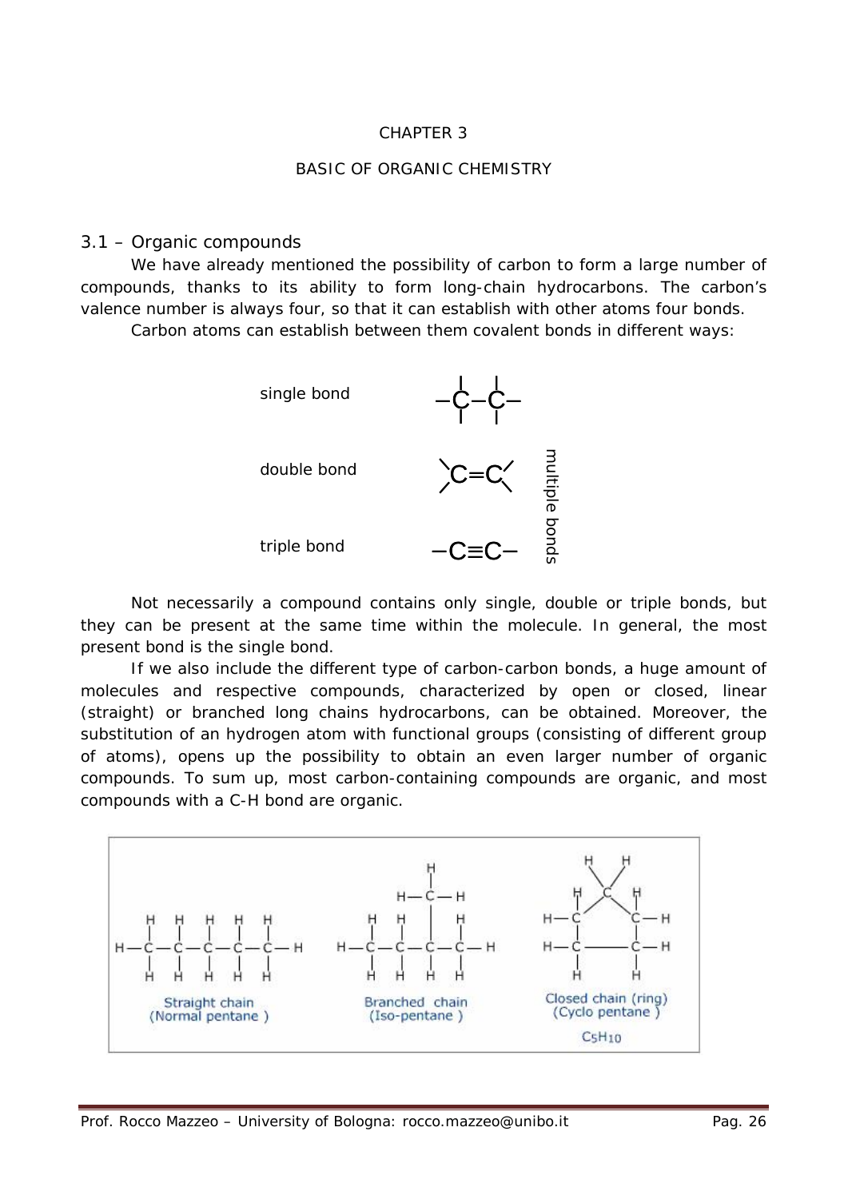# CHAPTER 3

## BASIC OF ORGANIC CHEMISTRY

### 3.1 – Organic compounds

We have already mentioned the possibility of carbon to form a large number of compounds, thanks to its ability to form long-chain hydrocarbons. The carbon's valence number is always four, so that it can establish with other atoms four bonds.

Carbon atoms can establish between them covalent bonds in different ways:

single bond

double bond

triple bond

multiple bonds

Not necessarily a compound contains only single, double or triple bonds, but they can be present at the same time within the molecule. In general, the most present bond is the single bond.

If we also include the different type of carbon-carbon bonds, a huge amount of molecules and respective compounds, characterized by open or closed, linear (straight) or branched long chains hydrocarbons, can be obtained. Moreover, the substitution of an hydrogen atom with functional groups (consisting of different group of atoms), opens up the possibility to obtain an even larger number of organic compounds. To sum up, most carbon-containing compounds are organic, and most compounds with a C-H bond are organic.

Straight chain (Normal pentane)

Branched chain (Iso-pentane)

Closed chain (ring) (Cyclo pentane) $C_5H_{10}$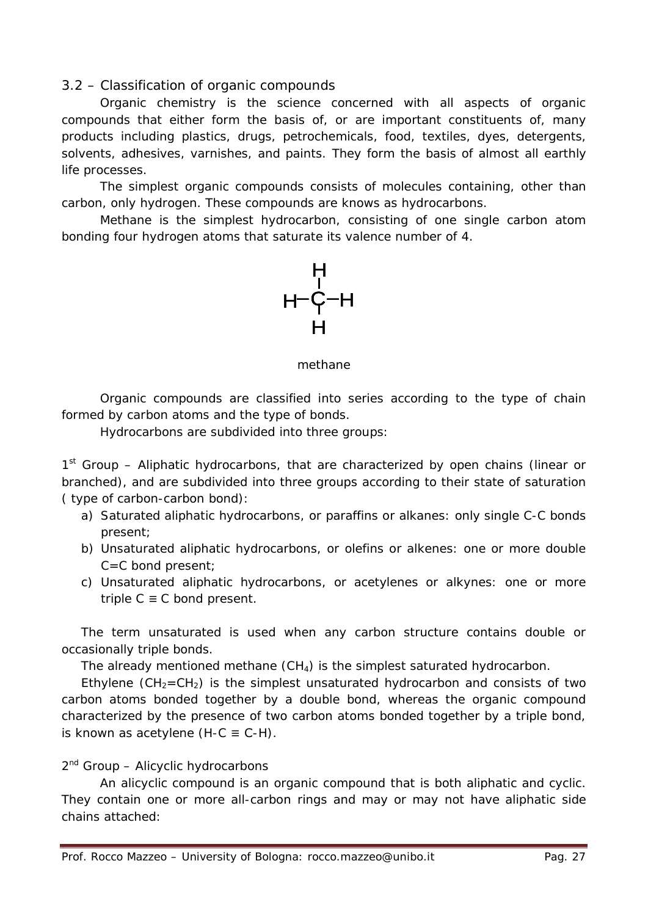### 3.2 – Classification of organic compounds

Organic chemistry is the science concerned with all aspects of organic compounds that either form the basis of, or are important constituents of, many products including plastics, drugs, petrochemicals, food, textiles, dyes, detergents, solvents, adhesives, varnishes, and paints. They form the basis of almost all earthly life processes.

The simplest organic compounds consists of molecules containing, other than carbon, only hydrogen. These compounds are knows as hydrocarbons.

Methane is the simplest hydrocarbon, consisting of one single carbon atom bonding four hydrogen atoms that saturate its valence number of 4.

```
    H
    |
H - C - H
    |
    H
```

methane

Organic compounds are classified into series according to the type of chain formed by carbon atoms and the type of bonds.

Hydrocarbons are subdivided into three groups:

1st Group – Aliphatic hydrocarbons, that are characterized by open chains (linear or branched), and are subdivided into three groups according to their state of saturation ( type of carbon-carbon bond):

a) Saturated aliphatic hydrocarbons, or paraffins or alkanes: only single C-C bonds present;
b) Unsaturated aliphatic hydrocarbons, or olefins or alkenes: one or more double C=C bond present;
c) Unsaturated aliphatic hydrocarbons, or acetylenes or alkynes: one or more triple C ≡ C bond present.

The term unsaturated is used when any carbon structure contains double or occasionally triple bonds.

The already mentioned methane ($CH_4$) is the simplest saturated hydrocarbon.

Ethylene ($CH_2=CH_2$) is the simplest unsaturated hydrocarbon and consists of two carbon atoms bonded together by a double bond, whereas the organic compound characterized by the presence of two carbon atoms bonded together by a triple bond, is known as acetylene (H-C ≡ C-H).

2nd Group – Alicyclic hydrocarbons

An alicyclic compound is an organic compound that is both aliphatic and cyclic. They contain one or more all-carbon rings and may or may not have aliphatic side chains attached: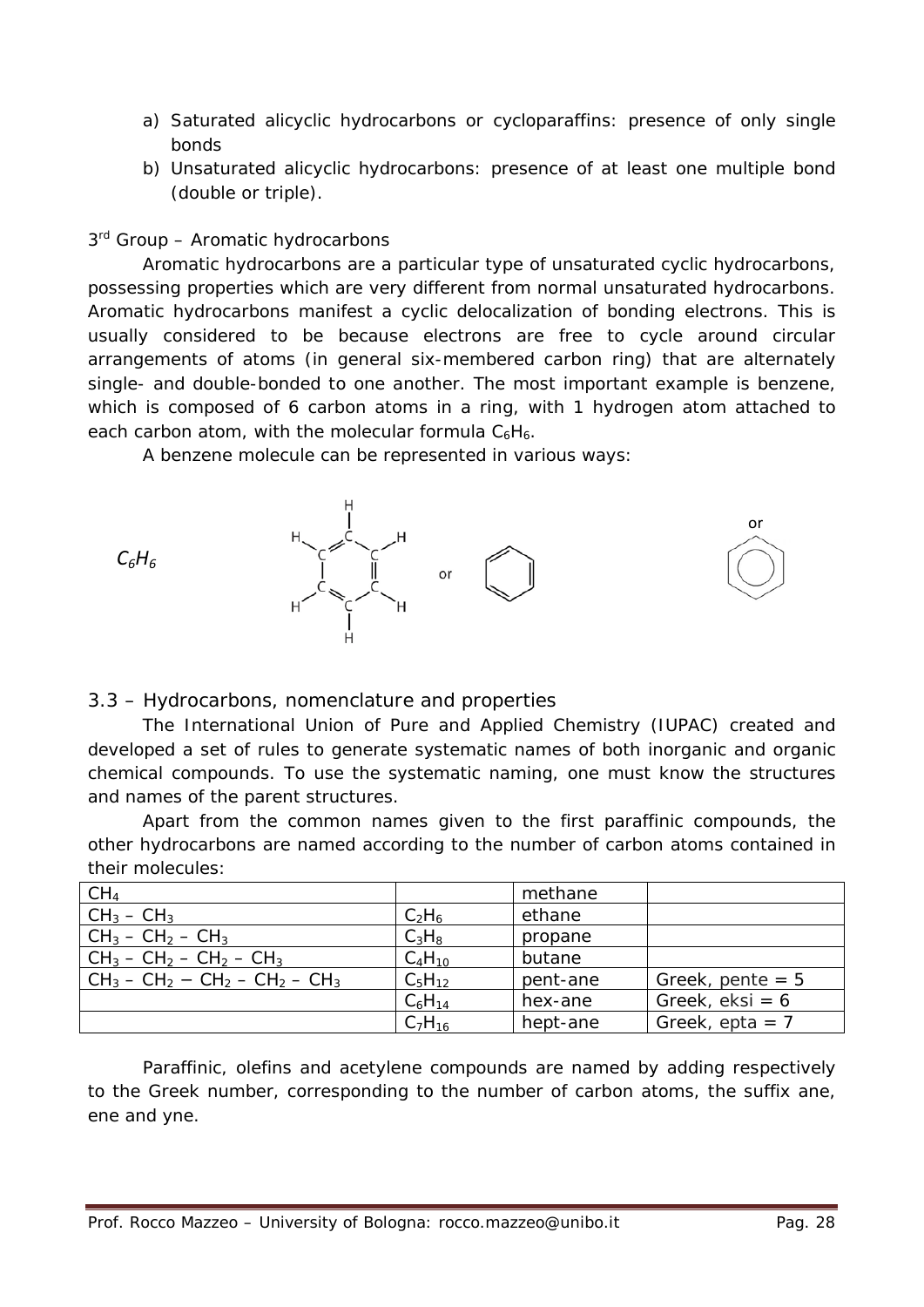a) Saturated alicyclic hydrocarbons or cycloparaffins: presence of only single bonds
b) Unsaturated alicyclic hydrocarbons: presence of at least one multiple bond (double or triple).

3rd Group – Aromatic hydrocarbons

Aromatic hydrocarbons are a particular type of unsaturated cyclic hydrocarbons, possessing properties which are very different from normal unsaturated hydrocarbons. Aromatic hydrocarbons manifest a cyclic delocalization of bonding electrons. This is usually considered to be because electrons are free to cycle around circular arrangements of atoms (in general six-membered carbon ring) that are alternately single- and double-bonded to one another. The most important example is benzene, which is composed of 6 carbon atoms in a ring, with 1 hydrogen atom attached to each carbon atom, with the molecular formula $C_6H_6$.

A benzene molecule can be represented in various ways:

$C_6H_6$ or or

## 3.3 – Hydrocarbons, nomenclature and properties

The International Union of Pure and Applied Chemistry (IUPAC) created and developed a set of rules to generate systematic names of both inorganic and organic chemical compounds. To use the systematic naming, one must know the structures and names of the parent structures.

Apart from the common names given to the first paraffinic compounds, the other hydrocarbons are named according to the number of carbon atoms contained in their molecules:

| $CH_4$ | | methane | |
|---|---|---|---|
| $CH_3 – CH_3$ | $C_2H_6$ | ethane | |
| $CH_3 – CH_2 – CH_3$ | $C_3H_8$ | propane | |
| $CH_3 – CH_2 – CH_2 – CH_3$ | $C_4H_{10}$ | butane | |
| $CH_3 – CH_2 – CH_2 – CH_2 – CH_3$ | $C_5H_{12}$ | pent-ane | Greek, pente = 5 |
| | $C_6H_{14}$ | hex-ane | Greek, eksi = 6 |
| | $C_7H_{16}$ | hept-ane | Greek, epta = 7 |

Paraffinic, olefins and acetylene compounds are named by adding respectively to the Greek number, corresponding to the number of carbon atoms, the suffix ane, ene and yne.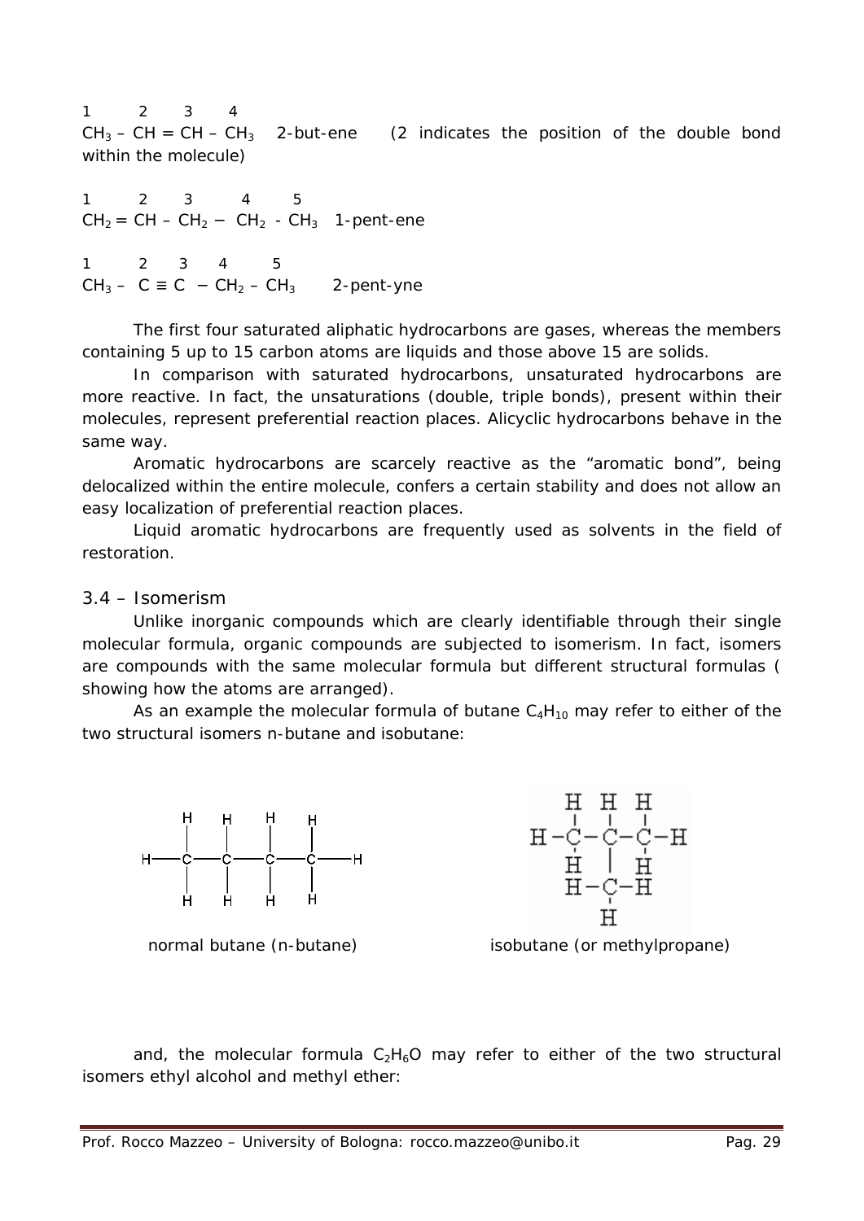1        2       3       4
$CH_3 – CH = CH – CH_3$   2-but-ene    (2 indicates the position of the double bond within the molecule)

1        2       3        4        5
$CH_2 = CH – CH_2 − CH_2 - CH_3$   1-pent-ene

1        2      3      4        5
$CH_3 – C \equiv C − CH_2 – CH_3$      2-pent-yne

The first four saturated aliphatic hydrocarbons are gases, whereas the members containing 5 up to 15 carbon atoms are liquids and those above 15 are solids.

In comparison with saturated hydrocarbons, unsaturated hydrocarbons are more reactive. In fact, the unsaturations (double, triple bonds), present within their molecules, represent preferential reaction places. Alicyclic hydrocarbons behave in the same way.

Aromatic hydrocarbons are scarcely reactive as the "aromatic bond", being delocalized within the entire molecule, confers a certain stability and does not allow an easy localization of preferential reaction places.

Liquid aromatic hydrocarbons are frequently used as solvents in the field of restoration.

## 3.4 – Isomerism

Unlike inorganic compounds which are clearly identifiable through their single molecular formula, organic compounds are subjected to isomerism. In fact, isomers are compounds with the same molecular formula but different structural formulas ( showing how the atoms are arranged).

As an example the molecular formula of butane $C_4H_{10}$ may refer to either of the two structural isomers n-butane and isobutane:

normal butane (n-butane)

isobutane (or methylpropane)

and, the molecular formula $C_2H_6O$ may refer to either of the two structural isomers ethyl alcohol and methyl ether: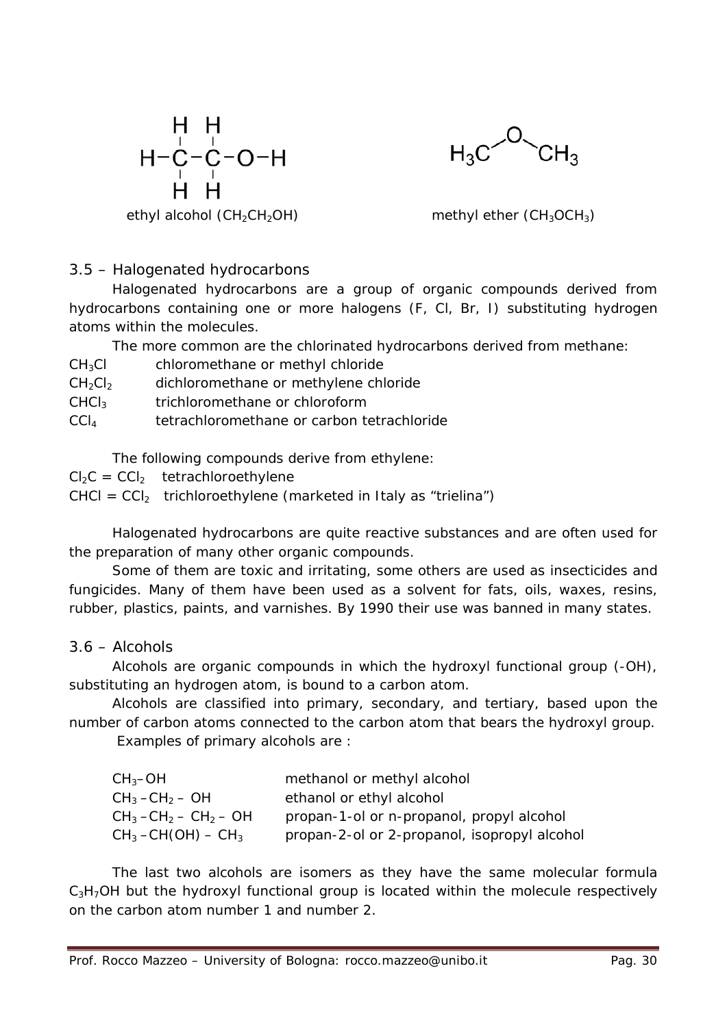H H
H−C−C−O−H
H H

ethyl alcohol ($CH_2CH_2OH$)

$H_3C$−O−$CH_3$

methyl ether ($CH_3OCH_3$)

### 3.5 – Halogenated hydrocarbons

Halogenated hydrocarbons are a group of organic compounds derived from hydrocarbons containing one or more halogens (F, Cl, Br, I) substituting hydrogen atoms within the molecules.

The more common are the chlorinated hydrocarbons derived from methane:

$CH_3Cl$ chloromethane or methyl chloride
$CH_2Cl_2$ dichloromethane or methylene chloride
$CHCl_3$ trichloromethane or chloroform
$CCl_4$ tetrachloromethane or carbon tetrachloride

The following compounds derive from ethylene:

$Cl_2C = CCl_2$ tetrachloroethylene
$CHCl = CCl_2$ trichloroethylene (marketed in Italy as "trielina")

Halogenated hydrocarbons are quite reactive substances and are often used for the preparation of many other organic compounds.

Some of them are toxic and irritating, some others are used as insecticides and fungicides. Many of them have been used as a solvent for fats, oils, waxes, resins, rubber, plastics, paints, and varnishes. By 1990 their use was banned in many states.

### 3.6 – Alcohols

Alcohols are organic compounds in which the hydroxyl functional group (-OH), substituting an hydrogen atom, is bound to a carbon atom.

Alcohols are classified into primary, secondary, and tertiary, based upon the number of carbon atoms connected to the carbon atom that bears the hydroxyl group.

Examples of primary alcohols are :

$CH_3$–OH methanol or methyl alcohol
$CH_3$ –$CH_2$ – OH ethanol or ethyl alcohol
$CH_3$ –$CH_2$ – $CH_2$ – OH propan-1-ol or n-propanol, propyl alcohol
$CH_3$ –CH(OH) – $CH_3$ propan-2-ol or 2-propanol, isopropyl alcohol

The last two alcohols are isomers as they have the same molecular formula $C_3H_7OH$ but the hydroxyl functional group is located within the molecule respectively on the carbon atom number 1 and number 2.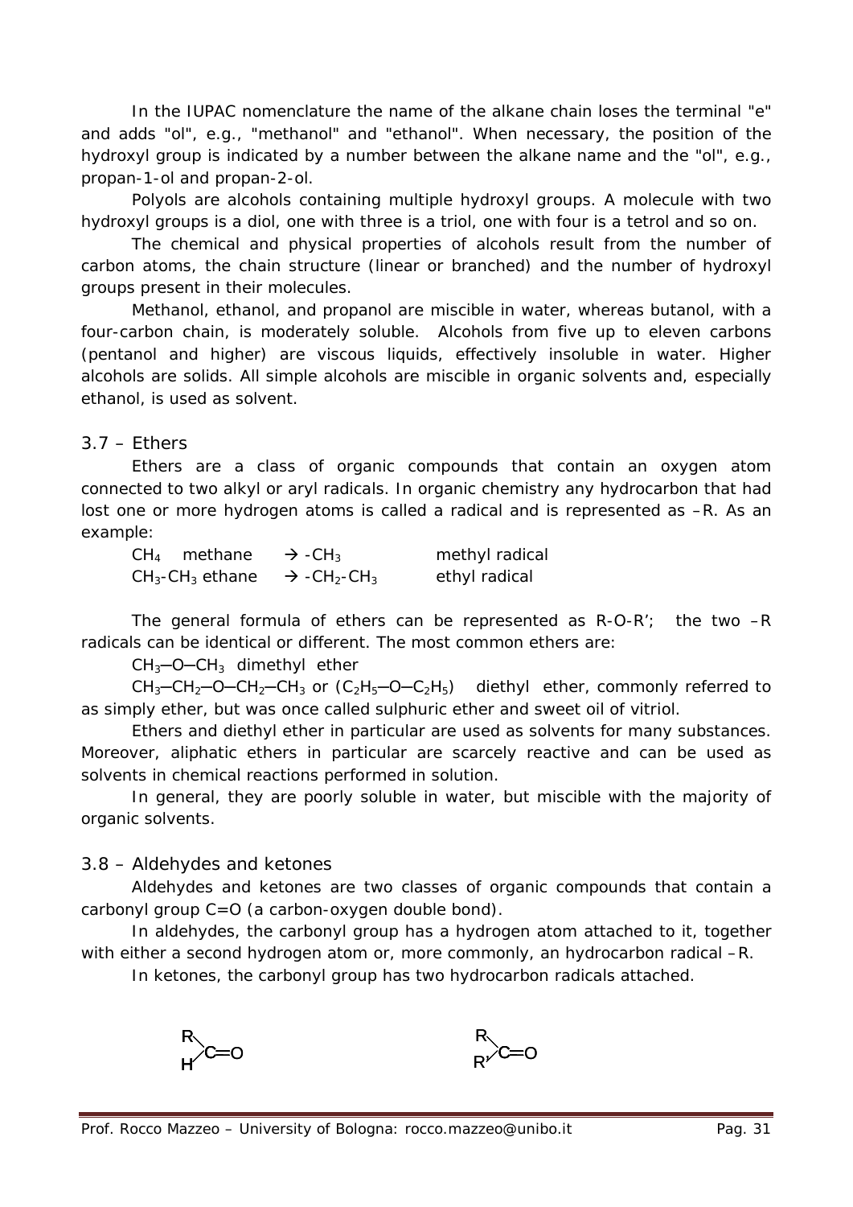In the IUPAC nomenclature the name of the alkane chain loses the terminal "e" and adds "ol", e.g., "methanol" and "ethanol". When necessary, the position of the hydroxyl group is indicated by a number between the alkane name and the "ol", e.g., propan-1-ol and propan-2-ol.

Polyols are alcohols containing multiple hydroxyl groups. A molecule with two hydroxyl groups is a diol, one with three is a triol, one with four is a tetrol and so on.

The chemical and physical properties of alcohols result from the number of carbon atoms, the chain structure (linear or branched) and the number of hydroxyl groups present in their molecules.

Methanol, ethanol, and propanol are miscible in water, whereas butanol, with a four-carbon chain, is moderately soluble. Alcohols from five up to eleven carbons (pentanol and higher) are viscous liquids, effectively insoluble in water. Higher alcohols are solids. All simple alcohols are miscible in organic solvents and, especially ethanol, is used as solvent.

## 3.7 – Ethers

Ethers are a class of organic compounds that contain an oxygen atom connected to two alkyl or aryl radicals. In organic chemistry any hydrocarbon that had lost one or more hydrogen atoms is called a radical and is represented as –R. As an example:

$CH_4$ methane → $-CH_3$ methyl radical
$CH_3$-$CH_3$ ethane → $-CH_2$-$CH_3$ ethyl radical

The general formula of ethers can be represented as R-O-R'; the two –R radicals can be identical or different. The most common ethers are:

$CH_3$–O–$CH_3$ dimethyl ether

$CH_3$–$CH_2$–O–$CH_2$–$CH_3$ or ($C_2H_5$–O–$C_2H_5$) diethyl ether, commonly referred to as simply ether, but was once called sulphuric ether and sweet oil of vitriol.

Ethers and diethyl ether in particular are used as solvents for many substances. Moreover, aliphatic ethers in particular are scarcely reactive and can be used as solvents in chemical reactions performed in solution.

In general, they are poorly soluble in water, but miscible with the majority of organic solvents.

## 3.8 – Aldehydes and ketones

Aldehydes and ketones are two classes of organic compounds that contain a carbonyl group C=O (a carbon-oxygen double bond).

In aldehydes, the carbonyl group has a hydrogen atom attached to it, together with either a second hydrogen atom or, more commonly, an hydrocarbon radical –R.

In ketones, the carbonyl group has two hydrocarbon radicals attached.

R(H)C=O R(R')C=O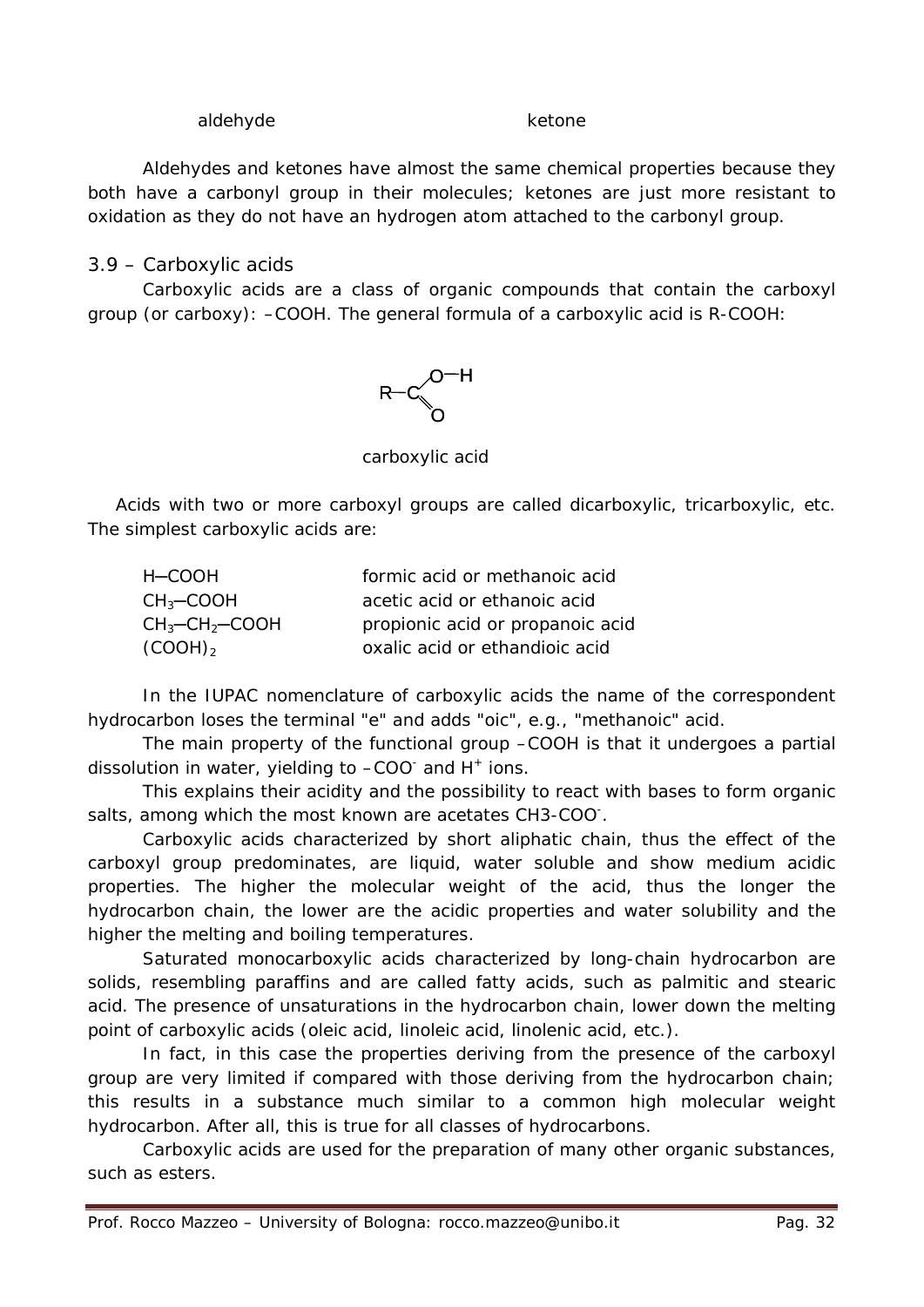aldehyde ketone

Aldehydes and ketones have almost the same chemical properties because they both have a carbonyl group in their molecules; ketones are just more resistant to oxidation as they do not have an hydrogen atom attached to the carbonyl group.

### 3.9 – Carboxylic acids

Carboxylic acids are a class of organic compounds that contain the carboxyl group (or carboxy): –COOH. The general formula of a carboxylic acid is R-COOH:

carboxylic acid

Acids with two or more carboxyl groups are called dicarboxylic, tricarboxylic, etc. The simplest carboxylic acids are:

| | |
|---|---|
| H─COOH | formic acid or methanoic acid |
| $CH_3$─COOH | acetic acid or ethanoic acid |
| $CH_3$─$CH_2$─COOH | propionic acid or propanoic acid |
| $(COOH)_2$ | oxalic acid or ethandioic acid |

In the IUPAC nomenclature of carboxylic acids the name of the correspondent hydrocarbon loses the terminal "e" and adds "oic", e.g., "methanoic" acid.

The main property of the functional group –COOH is that it undergoes a partial dissolution in water, yielding to $–COO^-$ and $H^+$ ions.

This explains their acidity and the possibility to react with bases to form organic salts, among which the most known are acetates $CH3\text{-}COO^-$.

Carboxylic acids characterized by short aliphatic chain, thus the effect of the carboxyl group predominates, are liquid, water soluble and show medium acidic properties. The higher the molecular weight of the acid, thus the longer the hydrocarbon chain, the lower are the acidic properties and water solubility and the higher the melting and boiling temperatures.

Saturated monocarboxylic acids characterized by long-chain hydrocarbon are solids, resembling paraffins and are called fatty acids, such as palmitic and stearic acid. The presence of unsaturations in the hydrocarbon chain, lower down the melting point of carboxylic acids (oleic acid, linoleic acid, linolenic acid, etc.).

In fact, in this case the properties deriving from the presence of the carboxyl group are very limited if compared with those deriving from the hydrocarbon chain; this results in a substance much similar to a common high molecular weight hydrocarbon. After all, this is true for all classes of hydrocarbons.

Carboxylic acids are used for the preparation of many other organic substances, such as esters.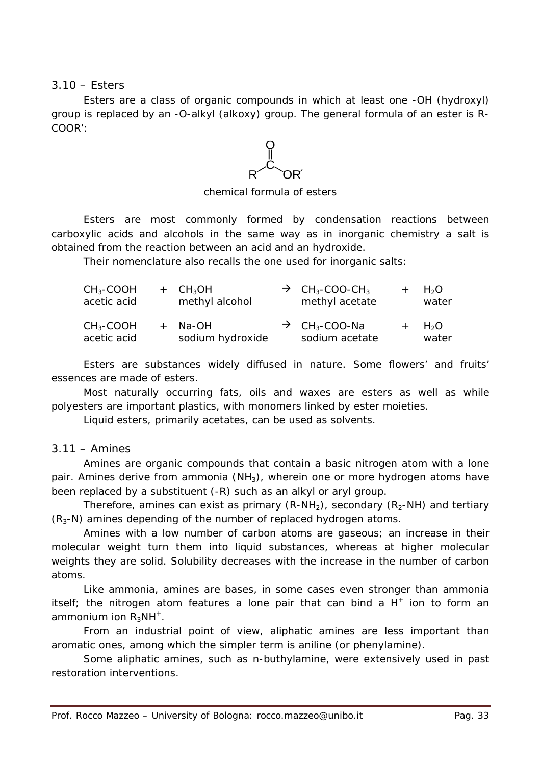### 3.10 – Esters

Esters are a class of organic compounds in which at least one -OH (hydroxyl) group is replaced by an -O-alkyl (alkoxy) group. The general formula of an ester is R-COOR':

$$R-C(=O)-OR'$$

chemical formula of esters

Esters are most commonly formed by condensation reactions between carboxylic acids and alcohols in the same way as in inorganic chemistry a salt is obtained from the reaction between an acid and an hydroxide.

Their nomenclature also recalls the one used for inorganic salts:

| | | | | | | |
|---|---|---|---|---|---|---|
| $CH_3$-COOH | + | $CH_3OH$ | → | $CH_3$-COO-$CH_3$ | + | $H_2O$ |
| acetic acid | | methyl alcohol | | methyl acetate | | water |
| $CH_3$-COOH | + | Na-OH | → | $CH_3$-COO-Na | + | $H_2O$ |
| acetic acid | | sodium hydroxide | | sodium acetate | | water |

Esters are substances widely diffused in nature. Some flowers' and fruits' essences are made of esters.

Most naturally occurring fats, oils and waxes are esters as well as while polyesters are important plastics, with monomers linked by ester moieties.

Liquid esters, primarily acetates, can be used as solvents.

### 3.11 – Amines

Amines are organic compounds that contain a basic nitrogen atom with a lone pair. Amines derive from ammonia ($NH_3$), wherein one or more hydrogen atoms have been replaced by a substituent (-R) such as an alkyl or aryl group.

Therefore, amines can exist as primary (R-$NH_2$), secondary ($R_2$-NH) and tertiary ($R_3$-N) amines depending of the number of replaced hydrogen atoms.

Amines with a low number of carbon atoms are gaseous; an increase in their molecular weight turn them into liquid substances, whereas at higher molecular weights they are solid. Solubility decreases with the increase in the number of carbon atoms.

Like ammonia, amines are bases, in some cases even stronger than ammonia itself; the nitrogen atom features a lone pair that can bind a $H^+$ ion to form an ammonium ion $R_3NH^+$.

From an industrial point of view, aliphatic amines are less important than aromatic ones, among which the simpler term is aniline (or phenylamine).

Some aliphatic amines, such as n-buthylamine, were extensively used in past restoration interventions.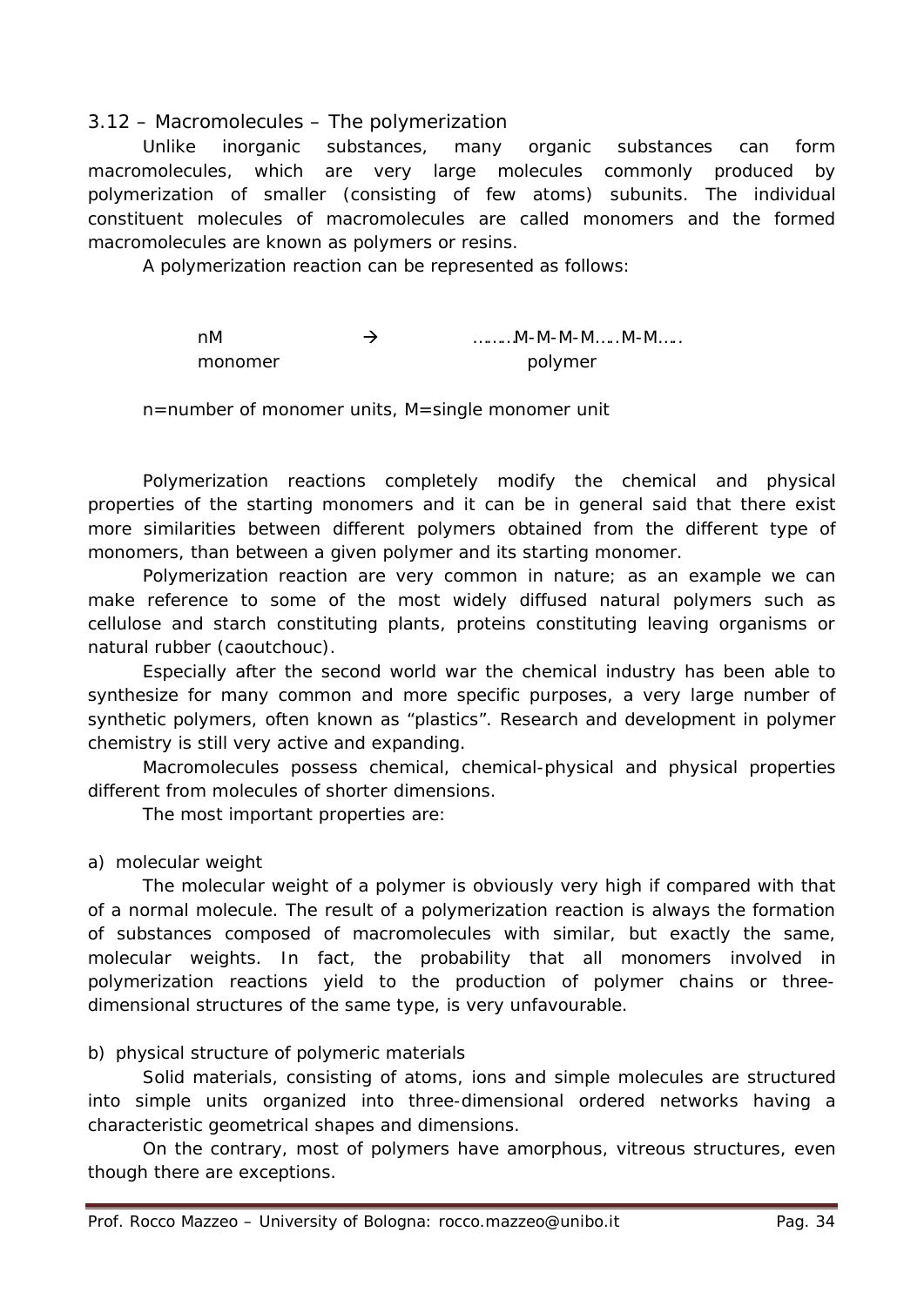## 3.12 – Macromolecules – The polymerization

Unlike inorganic substances, many organic substances can form macromolecules, which are very large molecules commonly produced by polymerization of smaller (consisting of few atoms) subunits. The individual constituent molecules of macromolecules are called monomers and the formed macromolecules are known as polymers or resins.

A polymerization reaction can be represented as follows:

| nM | → | ……..M-M-M-M…..M-M….. |
|---|---|---|
| monomer | | polymer |

n=number of monomer units, M=single monomer unit

Polymerization reactions completely modify the chemical and physical properties of the starting monomers and it can be in general said that there exist more similarities between different polymers obtained from the different type of monomers, than between a given polymer and its starting monomer.

Polymerization reaction are very common in nature; as an example we can make reference to some of the most widely diffused natural polymers such as cellulose and starch constituting plants, proteins constituting leaving organisms or natural rubber (caoutchouc).

Especially after the second world war the chemical industry has been able to synthesize for many common and more specific purposes, a very large number of synthetic polymers, often known as "plastics". Research and development in polymer chemistry is still very active and expanding.

Macromolecules possess chemical, chemical-physical and physical properties different from molecules of shorter dimensions.

The most important properties are:

a) molecular weight

The molecular weight of a polymer is obviously very high if compared with that of a normal molecule. The result of a polymerization reaction is always the formation of substances composed of macromolecules with similar, but exactly the same, molecular weights. In fact, the probability that all monomers involved in polymerization reactions yield to the production of polymer chains or three-dimensional structures of the same type, is very unfavourable.

b) physical structure of polymeric materials

Solid materials, consisting of atoms, ions and simple molecules are structured into simple units organized into three-dimensional ordered networks having a characteristic geometrical shapes and dimensions.

On the contrary, most of polymers have amorphous, vitreous structures, even though there are exceptions.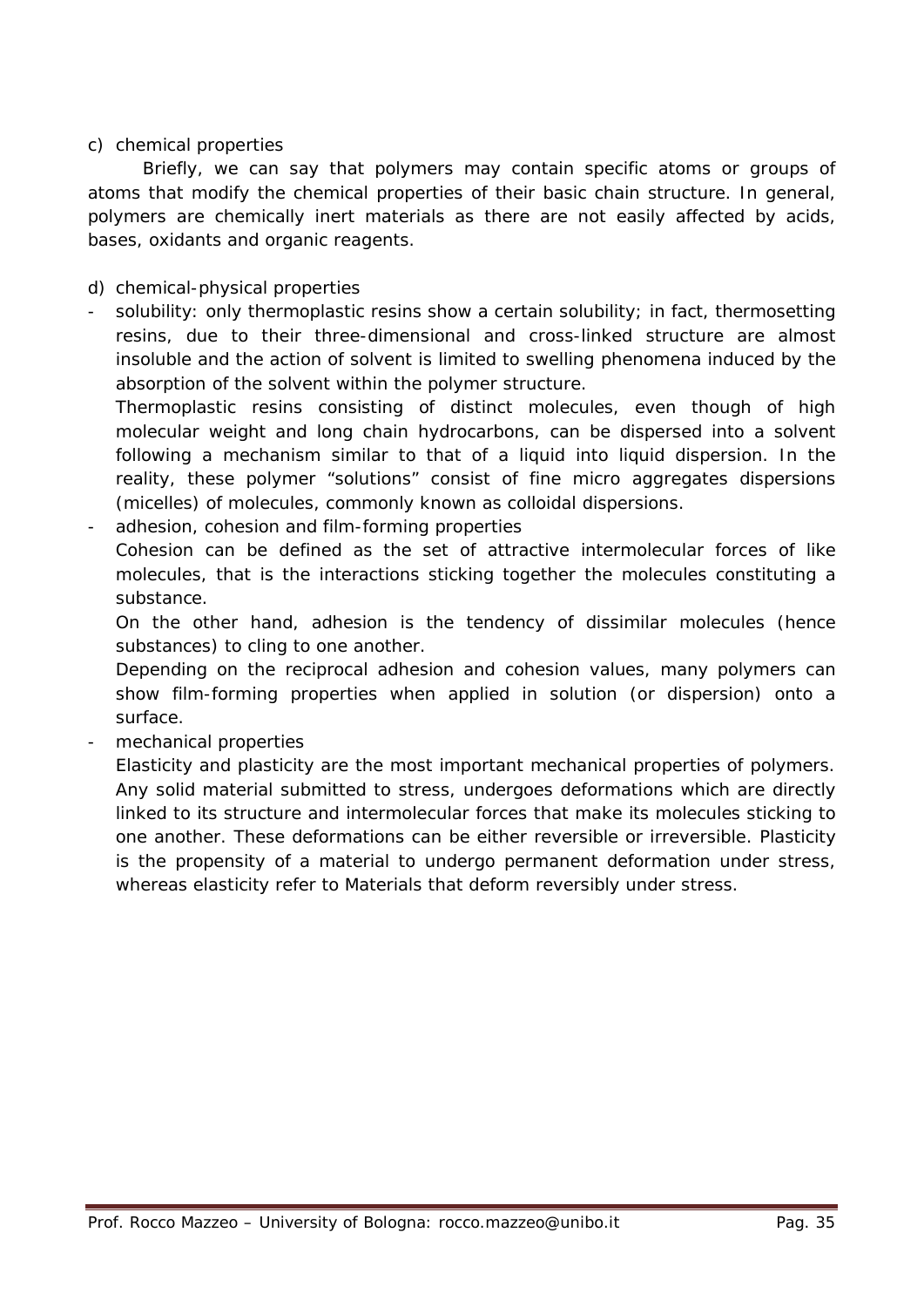c) chemical properties

Briefly, we can say that polymers may contain specific atoms or groups of atoms that modify the chemical properties of their basic chain structure. In general, polymers are chemically inert materials as there are not easily affected by acids, bases, oxidants and organic reagents.

d) chemical-physical properties

- solubility: only thermoplastic resins show a certain solubility; in fact, thermosetting resins, due to their three-dimensional and cross-linked structure are almost insoluble and the action of solvent is limited to swelling phenomena induced by the absorption of the solvent within the polymer structure.

  Thermoplastic resins consisting of distinct molecules, even though of high molecular weight and long chain hydrocarbons, can be dispersed into a solvent following a mechanism similar to that of a liquid into liquid dispersion. In the reality, these polymer “solutions” consist of fine micro aggregates dispersions (micelles) of molecules, commonly known as colloidal dispersions.

- adhesion, cohesion and film-forming properties

  Cohesion can be defined as the set of attractive intermolecular forces of like molecules, that is the interactions sticking together the molecules constituting a substance.

  On the other hand, adhesion is the tendency of dissimilar molecules (hence substances) to cling to one another.

  Depending on the reciprocal adhesion and cohesion values, many polymers can show film-forming properties when applied in solution (or dispersion) onto a surface.

- mechanical properties

  Elasticity and plasticity are the most important mechanical properties of polymers. Any solid material submitted to stress, undergoes deformations which are directly linked to its structure and intermolecular forces that make its molecules sticking to one another. These deformations can be either reversible or irreversible. Plasticity is the propensity of a material to undergo permanent deformation under stress, whereas elasticity refer to Materials that deform reversibly under stress.